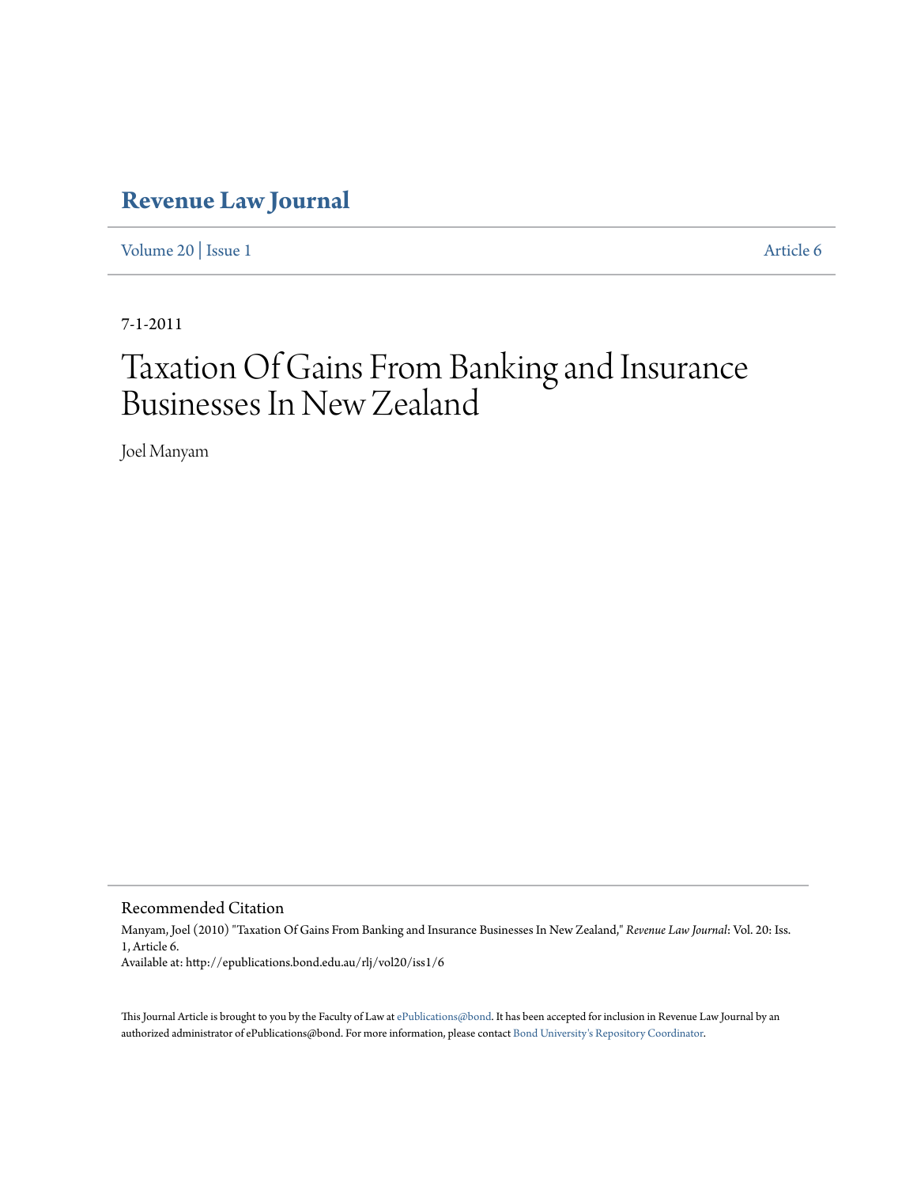# Revenue Law Journal

Volume 20 | Issue 1 Article 6

7-1-2011

# Taxation Of Gains From Banking and Insurance Businesses In New Zealand

Joel Manyam

## Recommended Citation

Manyam, Joel (2010) "Taxation Of Gains From Banking and Insurance Businesses In New Zealand," *Revenue Law Journal*: Vol. 20: Iss. 1, Article 6.
Available at: http://epublications.bond.edu.au/rlj/vol20/iss1/6

This Journal Article is brought to you by the Faculty of Law at ePublications@bond. It has been accepted for inclusion in Revenue Law Journal by an authorized administrator of ePublications@bond. For more information, please contact Bond University's Repository Coordinator.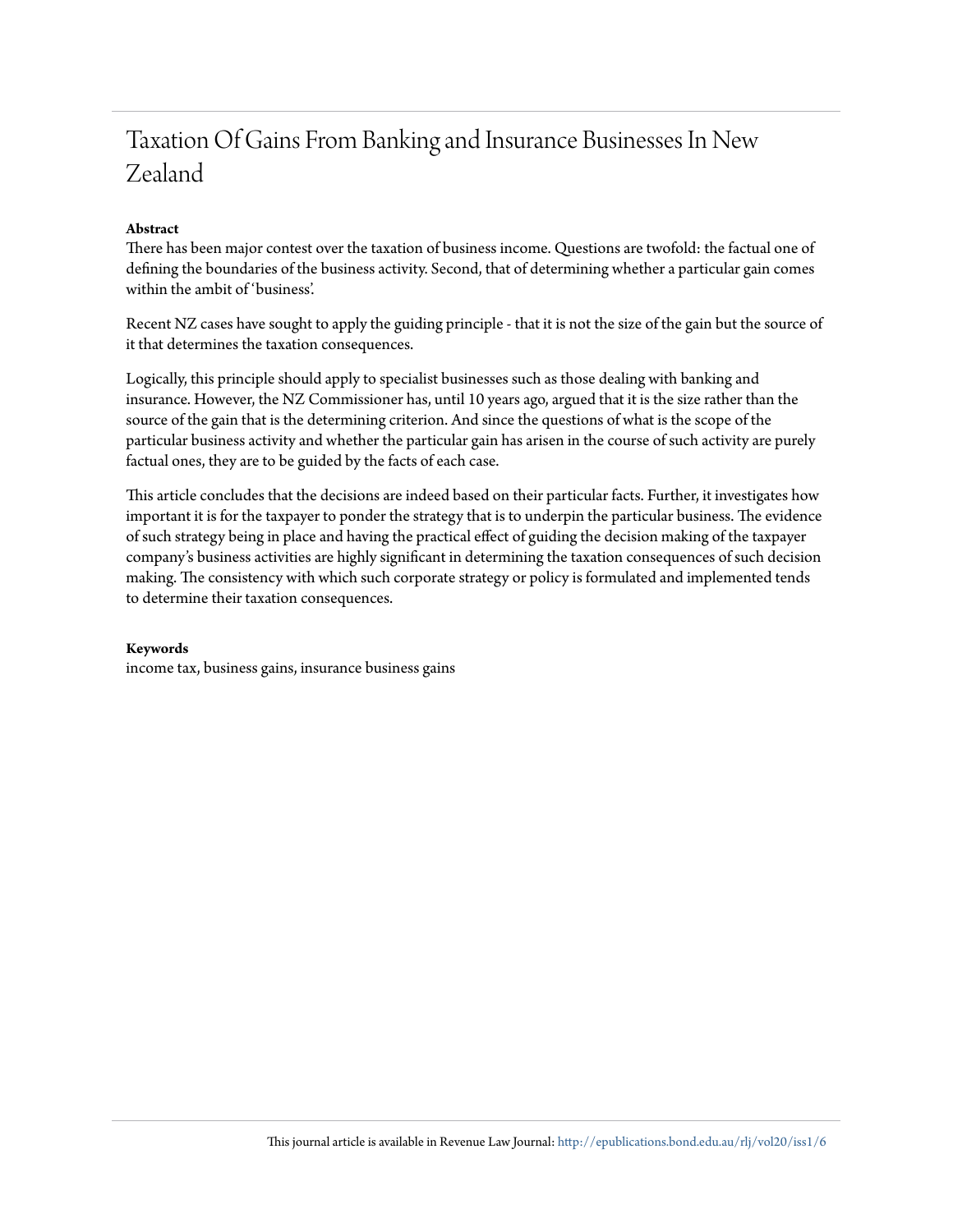# Taxation Of Gains From Banking and Insurance Businesses In New Zealand

**Abstract**

There has been major contest over the taxation of business income. Questions are twofold: the factual one of defining the boundaries of the business activity. Second, that of determining whether a particular gain comes within the ambit of 'business'.

Recent NZ cases have sought to apply the guiding principle - that it is not the size of the gain but the source of it that determines the taxation consequences.

Logically, this principle should apply to specialist businesses such as those dealing with banking and insurance. However, the NZ Commissioner has, until 10 years ago, argued that it is the size rather than the source of the gain that is the determining criterion. And since the questions of what is the scope of the particular business activity and whether the particular gain has arisen in the course of such activity are purely factual ones, they are to be guided by the facts of each case.

This article concludes that the decisions are indeed based on their particular facts. Further, it investigates how important it is for the taxpayer to ponder the strategy that is to underpin the particular business. The evidence of such strategy being in place and having the practical effect of guiding the decision making of the taxpayer company's business activities are highly significant in determining the taxation consequences of such decision making. The consistency with which such corporate strategy or policy is formulated and implemented tends to determine their taxation consequences.

**Keywords**

income tax, business gains, insurance business gains

This journal article is available in Revenue Law Journal: http://epublications.bond.edu.au/rlj/vol20/iss1/6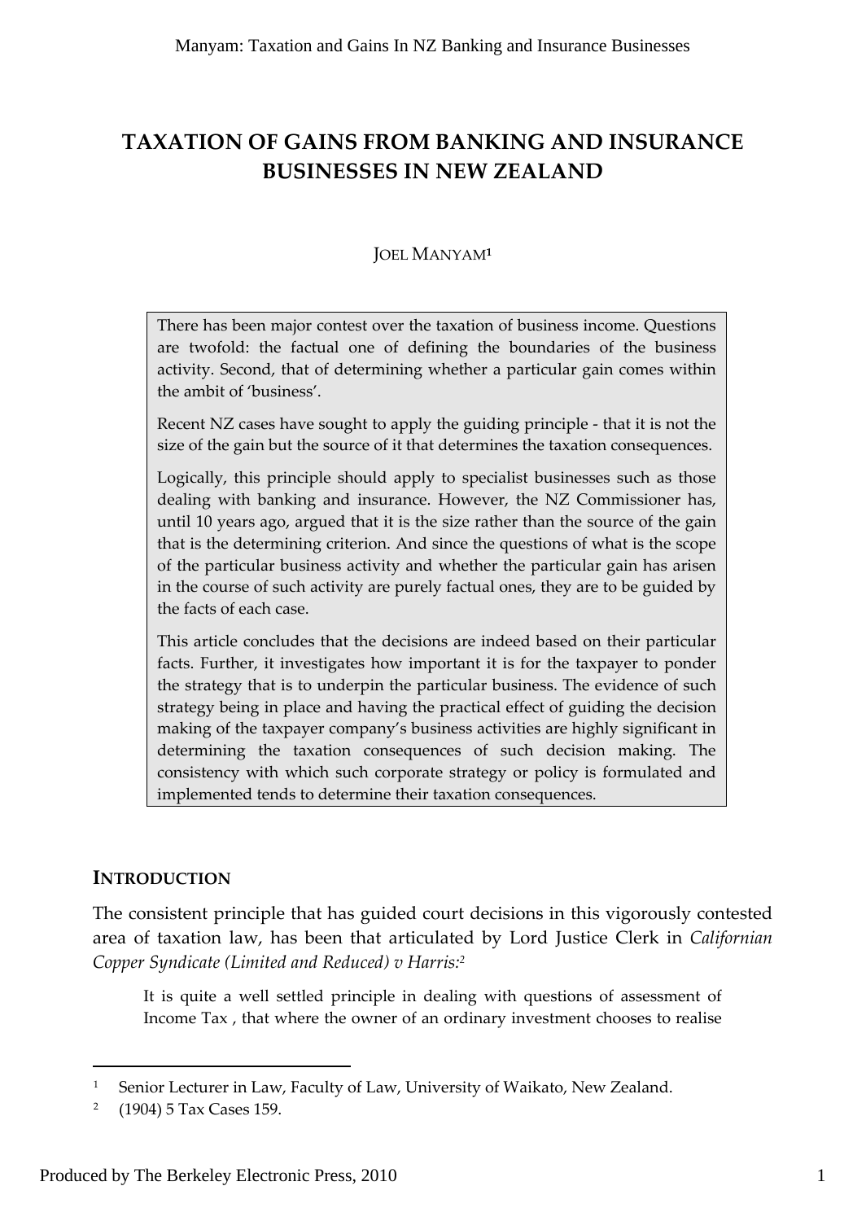# TAXATION OF GAINS FROM BANKING AND INSURANCE BUSINESSES IN NEW ZEALAND

JOEL MANYAM[1]

> There has been major contest over the taxation of business income. Questions are twofold: the factual one of defining the boundaries of the business activity. Second, that of determining whether a particular gain comes within the ambit of 'business'.
>
> Recent NZ cases have sought to apply the guiding principle - that it is not the size of the gain but the source of it that determines the taxation consequences.
>
> Logically, this principle should apply to specialist businesses such as those dealing with banking and insurance. However, the NZ Commissioner has, until 10 years ago, argued that it is the size rather than the source of the gain that is the determining criterion. And since the questions of what is the scope of the particular business activity and whether the particular gain has arisen in the course of such activity are purely factual ones, they are to be guided by the facts of each case.
>
> This article concludes that the decisions are indeed based on their particular facts. Further, it investigates how important it is for the taxpayer to ponder the strategy that is to underpin the particular business. The evidence of such strategy being in place and having the practical effect of guiding the decision making of the taxpayer company's business activities are highly significant in determining the taxation consequences of such decision making. The consistency with which such corporate strategy or policy is formulated and implemented tends to determine their taxation consequences.

## INTRODUCTION

The consistent principle that has guided court decisions in this vigorously contested area of taxation law, has been that articulated by Lord Justice Clerk in *Californian Copper Syndicate (Limited and Reduced) v Harris:*[2]

> It is quite a well settled principle in dealing with questions of assessment of Income Tax , that where the owner of an ordinary investment chooses to realise

---

[1] Senior Lecturer in Law, Faculty of Law, University of Waikato, New Zealand.

[2] (1904) 5 Tax Cases 159.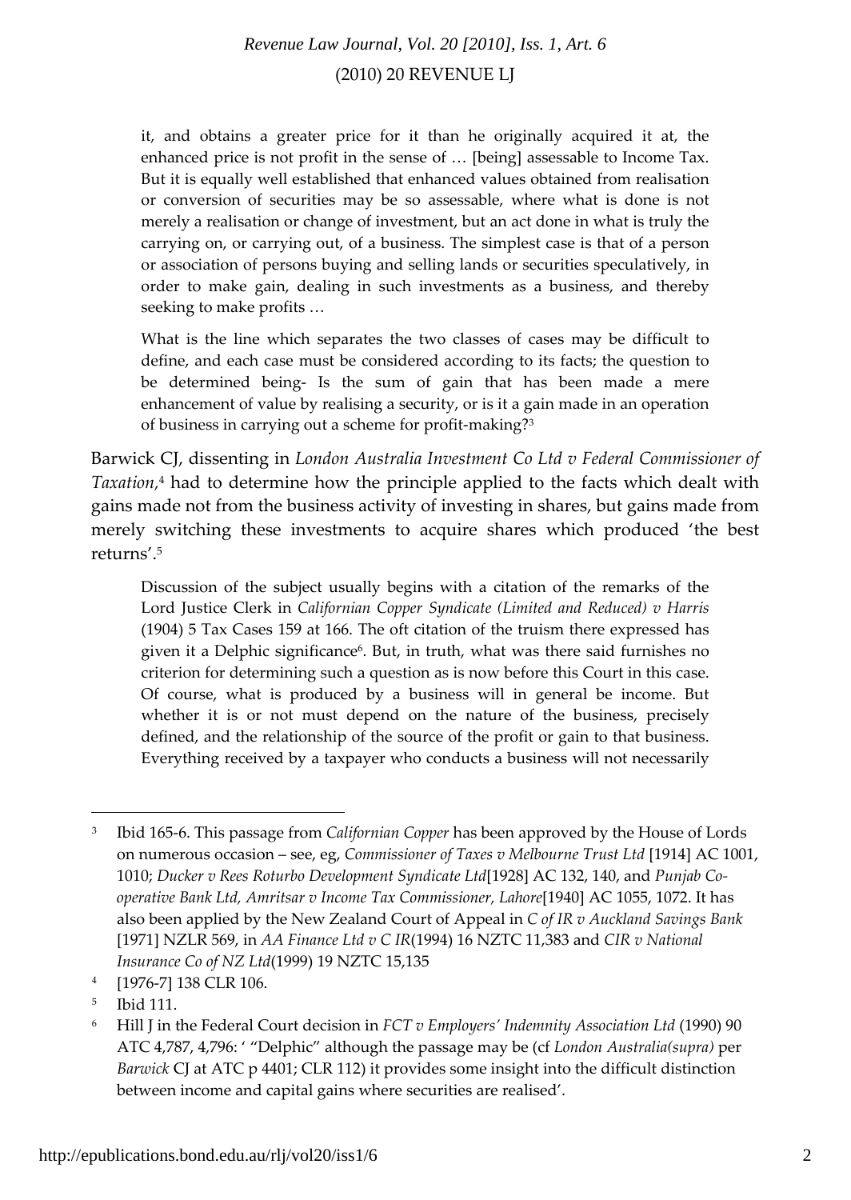> it, and obtains a greater price for it than he originally acquired it at, the enhanced price is not profit in the sense of … [being] assessable to Income Tax. But it is equally well established that enhanced values obtained from realisation or conversion of securities may be so assessable, where what is done is not merely a realisation or change of investment, but an act done in what is truly the carrying on, or carrying out, of a business. The simplest case is that of a person or association of persons buying and selling lands or securities speculatively, in order to make gain, dealing in such investments as a business, and thereby seeking to make profits …
>
> What is the line which separates the two classes of cases may be difficult to define, and each case must be considered according to its facts; the question to be determined being- Is the sum of gain that has been made a mere enhancement of value by realising a security, or is it a gain made in an operation of business in carrying out a scheme for profit-making?[3]

Barwick CJ, dissenting in *London Australia Investment Co Ltd v Federal Commissioner of Taxation*,[4] had to determine how the principle applied to the facts which dealt with gains made not from the business activity of investing in shares, but gains made from merely switching these investments to acquire shares which produced 'the best returns'.[5]

> Discussion of the subject usually begins with a citation of the remarks of the Lord Justice Clerk in *Californian Copper Syndicate (Limited and Reduced) v Harris* (1904) 5 Tax Cases 159 at 166. The oft citation of the truism there expressed has given it a Delphic significance[6]. But, in truth, what was there said furnishes no criterion for determining such a question as is now before this Court in this case. Of course, what is produced by a business will in general be income. But whether it is or not must depend on the nature of the business, precisely defined, and the relationship of the source of the profit or gain to that business. Everything received by a taxpayer who conducts a business will not necessarily

---

[3] Ibid 165-6. This passage from *Californian Copper* has been approved by the House of Lords on numerous occasion – see, eg, *Commissioner of Taxes v Melbourne Trust Ltd* [1914] AC 1001, 1010; *Ducker v Rees Roturbo Development Syndicate Ltd*[1928] AC 132, 140, and *Punjab Co-operative Bank Ltd, Amritsar v Income Tax Commissioner, Lahore*[1940] AC 1055, 1072. It has also been applied by the New Zealand Court of Appeal in *C of IR v Auckland Savings Bank* [1971] NZLR 569, in *AA Finance Ltd v C IR*(1994) 16 NZTC 11,383 and *CIR v National Insurance Co of NZ Ltd*(1999) 19 NZTC 15,135

[4] [1976-7] 138 CLR 106.

[5] Ibid 111.

[6] Hill J in the Federal Court decision in *FCT v Employers' Indemnity Association Ltd* (1990) 90 ATC 4,787, 4,796: ' "Delphic" although the passage may be (cf *London Australia(supra)* per *Barwick* CJ at ATC p 4401; CLR 112) it provides some insight into the difficult distinction between income and capital gains where securities are realised'.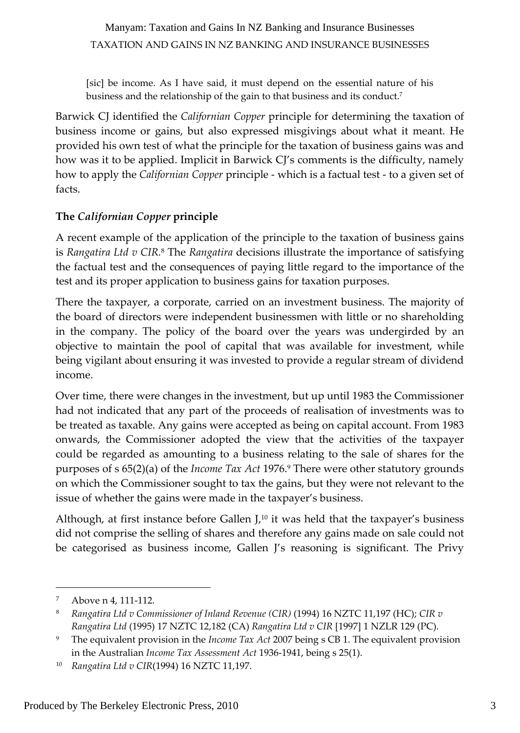[sic] be income. As I have said, it must depend on the essential nature of his business and the relationship of the gain to that business and its conduct.[7]

Barwick CJ identified the *Californian Copper* principle for determining the taxation of business income or gains, but also expressed misgivings about what it meant. He provided his own test of what the principle for the taxation of business gains was and how was it to be applied. Implicit in Barwick CJ's comments is the difficulty, namely how to apply the *Californian Copper* principle - which is a factual test - to a given set of facts.

### The *Californian Copper* principle

A recent example of the application of the principle to the taxation of business gains is *Rangatira Ltd v CIR*.[8] The *Rangatira* decisions illustrate the importance of satisfying the factual test and the consequences of paying little regard to the importance of the test and its proper application to business gains for taxation purposes.

There the taxpayer, a corporate, carried on an investment business. The majority of the board of directors were independent businessmen with little or no shareholding in the company. The policy of the board over the years was undergirded by an objective to maintain the pool of capital that was available for investment, while being vigilant about ensuring it was invested to provide a regular stream of dividend income.

Over time, there were changes in the investment, but up until 1983 the Commissioner had not indicated that any part of the proceeds of realisation of investments was to be treated as taxable. Any gains were accepted as being on capital account. From 1983 onwards, the Commissioner adopted the view that the activities of the taxpayer could be regarded as amounting to a business relating to the sale of shares for the purposes of s 65(2)(a) of the *Income Tax Act* 1976.[9] There were other statutory grounds on which the Commissioner sought to tax the gains, but they were not relevant to the issue of whether the gains were made in the taxpayer's business.

Although, at first instance before Gallen J,[10] it was held that the taxpayer's business did not comprise the selling of shares and therefore any gains made on sale could not be categorised as business income, Gallen J's reasoning is significant. The Privy

---

[7] Above n 4, 111-112.

[8] *Rangatira Ltd v Commissioner of Inland Revenue (CIR)* (1994) 16 NZTC 11,197 (HC); *CIR v Rangatira Ltd* (1995) 17 NZTC 12,182 (CA) *Rangatira Ltd v CIR* [1997] 1 NZLR 129 (PC).

[9] The equivalent provision in the *Income Tax Act* 2007 being s CB 1. The equivalent provision in the Australian *Income Tax Assessment Act* 1936-1941, being s 25(1).

[10] *Rangatira Ltd v CIR*(1994) 16 NZTC 11,197.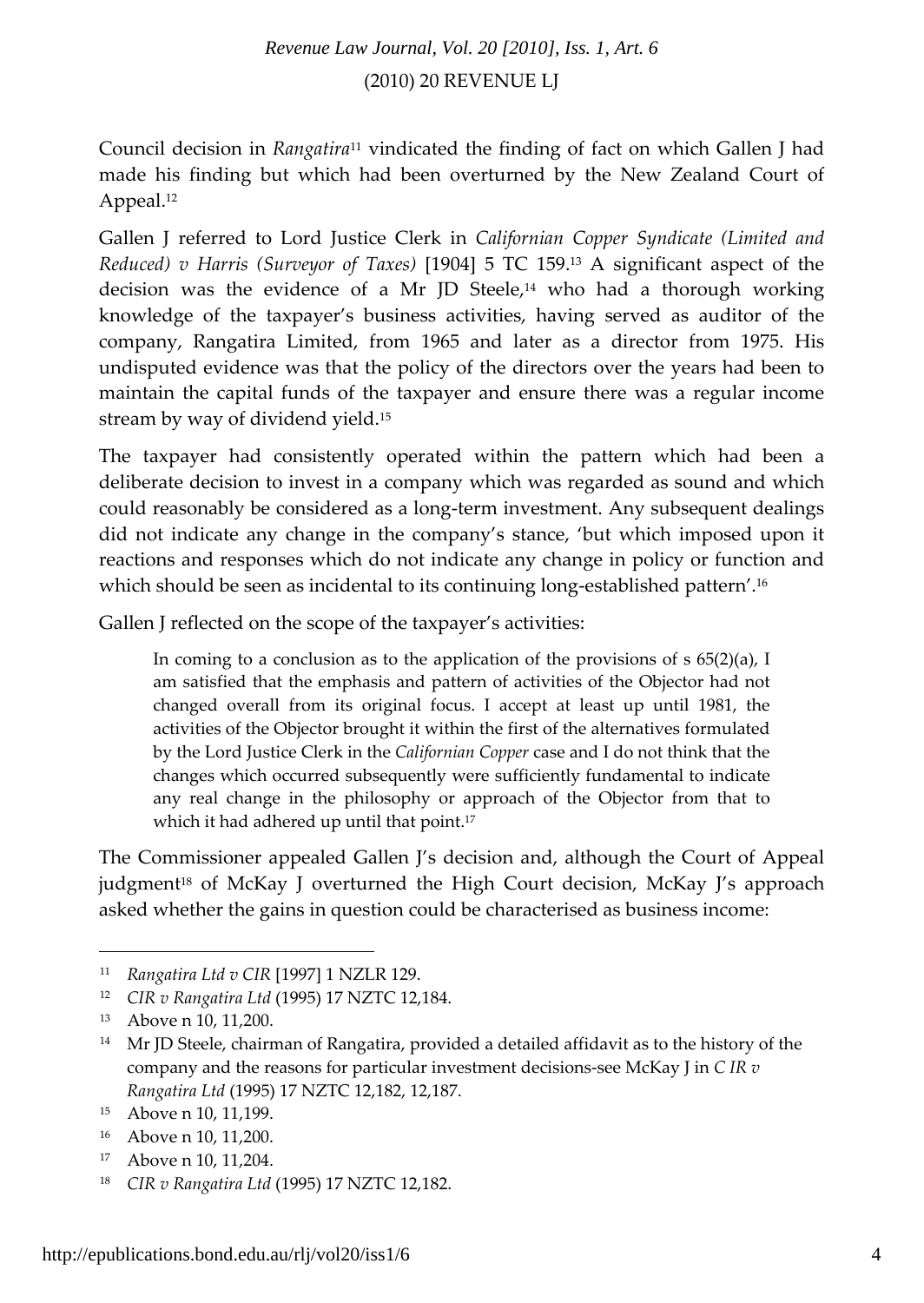Council decision in *Rangatira*[11] vindicated the finding of fact on which Gallen J had made his finding but which had been overturned by the New Zealand Court of Appeal.[12]

Gallen J referred to Lord Justice Clerk in *Californian Copper Syndicate (Limited and Reduced) v Harris (Surveyor of Taxes)* [1904] 5 TC 159.[13] A significant aspect of the decision was the evidence of a Mr JD Steele,[14] who had a thorough working knowledge of the taxpayer's business activities, having served as auditor of the company, Rangatira Limited, from 1965 and later as a director from 1975. His undisputed evidence was that the policy of the directors over the years had been to maintain the capital funds of the taxpayer and ensure there was a regular income stream by way of dividend yield.[15]

The taxpayer had consistently operated within the pattern which had been a deliberate decision to invest in a company which was regarded as sound and which could reasonably be considered as a long-term investment. Any subsequent dealings did not indicate any change in the company's stance, 'but which imposed upon it reactions and responses which do not indicate any change in policy or function and which should be seen as incidental to its continuing long-established pattern'.[16]

Gallen J reflected on the scope of the taxpayer's activities:

> In coming to a conclusion as to the application of the provisions of s 65(2)(a), I am satisfied that the emphasis and pattern of activities of the Objector had not changed overall from its original focus. I accept at least up until 1981, the activities of the Objector brought it within the first of the alternatives formulated by the Lord Justice Clerk in the *Californian Copper* case and I do not think that the changes which occurred subsequently were sufficiently fundamental to indicate any real change in the philosophy or approach of the Objector from that to which it had adhered up until that point.[17]

The Commissioner appealed Gallen J's decision and, although the Court of Appeal judgment[18] of McKay J overturned the High Court decision, McKay J's approach asked whether the gains in question could be characterised as business income:

---

[11] *Rangatira Ltd v CIR* [1997] 1 NZLR 129.

[12] *CIR v Rangatira Ltd* (1995) 17 NZTC 12,184.

[13] Above n 10, 11,200.

[14] Mr JD Steele, chairman of Rangatira, provided a detailed affidavit as to the history of the company and the reasons for particular investment decisions-see McKay J in *C IR v Rangatira Ltd* (1995) 17 NZTC 12,182, 12,187.

[15] Above n 10, 11,199.

[16] Above n 10, 11,200.

[17] Above n 10, 11,204.

[18] *CIR v Rangatira Ltd* (1995) 17 NZTC 12,182.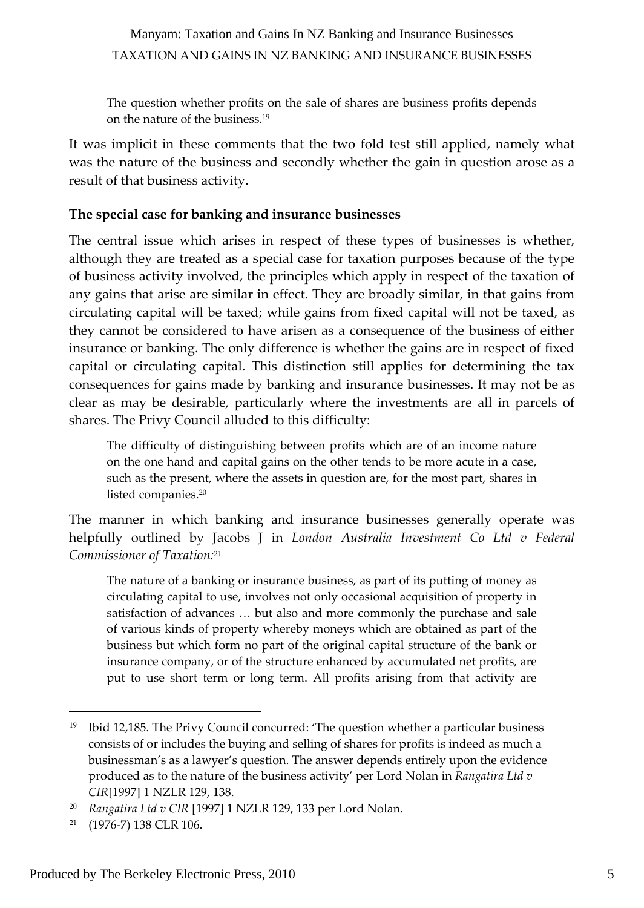> The question whether profits on the sale of shares are business profits depends on the nature of the business.[19]

It was implicit in these comments that the two fold test still applied, namely what was the nature of the business and secondly whether the gain in question arose as a result of that business activity.

**The special case for banking and insurance businesses**

The central issue which arises in respect of these types of businesses is whether, although they are treated as a special case for taxation purposes because of the type of business activity involved, the principles which apply in respect of the taxation of any gains that arise are similar in effect. They are broadly similar, in that gains from circulating capital will be taxed; while gains from fixed capital will not be taxed, as they cannot be considered to have arisen as a consequence of the business of either insurance or banking. The only difference is whether the gains are in respect of fixed capital or circulating capital. This distinction still applies for determining the tax consequences for gains made by banking and insurance businesses. It may not be as clear as may be desirable, particularly where the investments are all in parcels of shares. The Privy Council alluded to this difficulty:

> The difficulty of distinguishing between profits which are of an income nature on the one hand and capital gains on the other tends to be more acute in a case, such as the present, where the assets in question are, for the most part, shares in listed companies.[20]

The manner in which banking and insurance businesses generally operate was helpfully outlined by Jacobs J in *London Australia Investment Co Ltd v Federal Commissioner of Taxation:*[21]

> The nature of a banking or insurance business, as part of its putting of money as circulating capital to use, involves not only occasional acquisition of property in satisfaction of advances … but also and more commonly the purchase and sale of various kinds of property whereby moneys which are obtained as part of the business but which form no part of the original capital structure of the bank or insurance company, or of the structure enhanced by accumulated net profits, are put to use short term or long term. All profits arising from that activity are

---

[19] Ibid 12,185. The Privy Council concurred: 'The question whether a particular business consists of or includes the buying and selling of shares for profits is indeed as much a businessman's as a lawyer's question. The answer depends entirely upon the evidence produced as to the nature of the business activity' per Lord Nolan in *Rangatira Ltd v CIR*[1997] 1 NZLR 129, 138.

[20] *Rangatira Ltd v CIR* [1997] 1 NZLR 129, 133 per Lord Nolan.

[21] (1976-7) 138 CLR 106.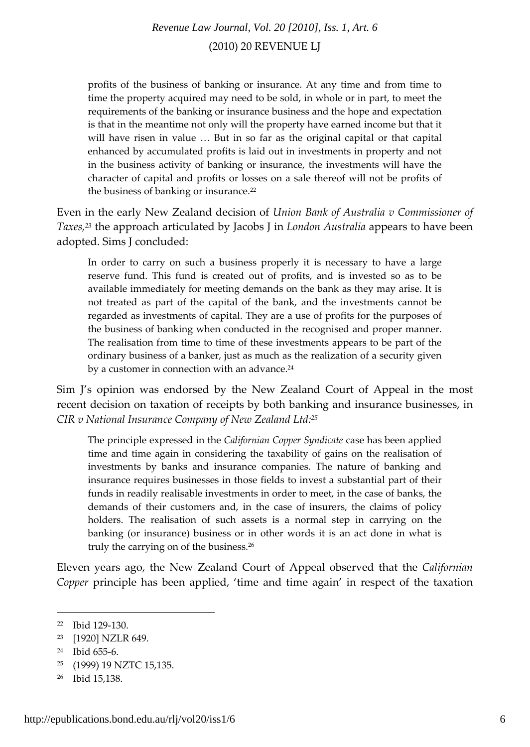> profits of the business of banking or insurance. At any time and from time to time the property acquired may need to be sold, in whole or in part, to meet the requirements of the banking or insurance business and the hope and expectation is that in the meantime not only will the property have earned income but that it will have risen in value … But in so far as the original capital or that capital enhanced by accumulated profits is laid out in investments in property and not in the business activity of banking or insurance, the investments will have the character of capital and profits or losses on a sale thereof will not be profits of the business of banking or insurance.[22]

Even in the early New Zealand decision of *Union Bank of Australia v Commissioner of Taxes*,[23] the approach articulated by Jacobs J in *London Australia* appears to have been adopted. Sims J concluded:

> In order to carry on such a business properly it is necessary to have a large reserve fund. This fund is created out of profits, and is invested so as to be available immediately for meeting demands on the bank as they may arise. It is not treated as part of the capital of the bank, and the investments cannot be regarded as investments of capital. They are a use of profits for the purposes of the business of banking when conducted in the recognised and proper manner. The realisation from time to time of these investments appears to be part of the ordinary business of a banker, just as much as the realization of a security given by a customer in connection with an advance.[24]

Sim J's opinion was endorsed by the New Zealand Court of Appeal in the most recent decision on taxation of receipts by both banking and insurance businesses, in *CIR v National Insurance Company of New Zealand Ltd*:[25]

> The principle expressed in the *Californian Copper Syndicate* case has been applied time and time again in considering the taxability of gains on the realisation of investments by banks and insurance companies. The nature of banking and insurance requires businesses in those fields to invest a substantial part of their funds in readily realisable investments in order to meet, in the case of banks, the demands of their customers and, in the case of insurers, the claims of policy holders. The realisation of such assets is a normal step in carrying on the banking (or insurance) business or in other words it is an act done in what is truly the carrying on of the business.[26]

Eleven years ago, the New Zealand Court of Appeal observed that the *Californian Copper* principle has been applied, 'time and time again' in respect of the taxation

---

[22] Ibid 129-130.

[23] [1920] NZLR 649.

[24] Ibid 655-6.

[25] (1999) 19 NZTC 15,135.

[26] Ibid 15,138.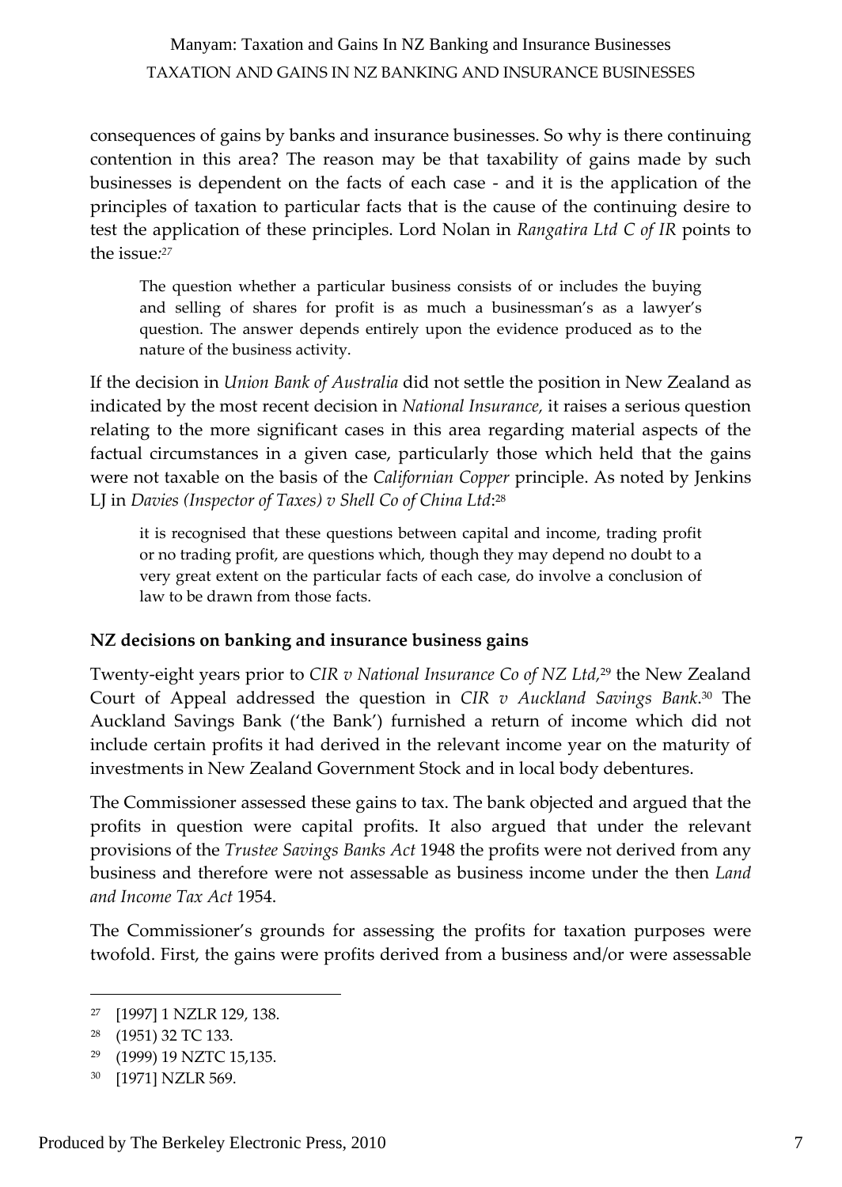consequences of gains by banks and insurance businesses. So why is there continuing contention in this area? The reason may be that taxability of gains made by such businesses is dependent on the facts of each case - and it is the application of the principles of taxation to particular facts that is the cause of the continuing desire to test the application of these principles. Lord Nolan in *Rangatira Ltd C of IR* points to the issue:[27]

> The question whether a particular business consists of or includes the buying and selling of shares for profit is as much a businessman's as a lawyer's question. The answer depends entirely upon the evidence produced as to the nature of the business activity.

If the decision in *Union Bank of Australia* did not settle the position in New Zealand as indicated by the most recent decision in *National Insurance,* it raises a serious question relating to the more significant cases in this area regarding material aspects of the factual circumstances in a given case, particularly those which held that the gains were not taxable on the basis of the *Californian Copper* principle. As noted by Jenkins LJ in *Davies (Inspector of Taxes) v Shell Co of China Ltd*:[28]

> it is recognised that these questions between capital and income, trading profit or no trading profit, are questions which, though they may depend no doubt to a very great extent on the particular facts of each case, do involve a conclusion of law to be drawn from those facts.

## NZ decisions on banking and insurance business gains

Twenty-eight years prior to *CIR v National Insurance Co of NZ Ltd,*[29] the New Zealand Court of Appeal addressed the question in *CIR v Auckland Savings Bank*.[30] The Auckland Savings Bank ('the Bank') furnished a return of income which did not include certain profits it had derived in the relevant income year on the maturity of investments in New Zealand Government Stock and in local body debentures.

The Commissioner assessed these gains to tax. The bank objected and argued that the profits in question were capital profits. It also argued that under the relevant provisions of the *Trustee Savings Banks Act* 1948 the profits were not derived from any business and therefore were not assessable as business income under the then *Land and Income Tax Act* 1954.

The Commissioner's grounds for assessing the profits for taxation purposes were twofold. First, the gains were profits derived from a business and/or were assessable

---

[27] [1997] 1 NZLR 129, 138.

[28] (1951) 32 TC 133.

[29] (1999) 19 NZTC 15,135.

[30] [1971] NZLR 569.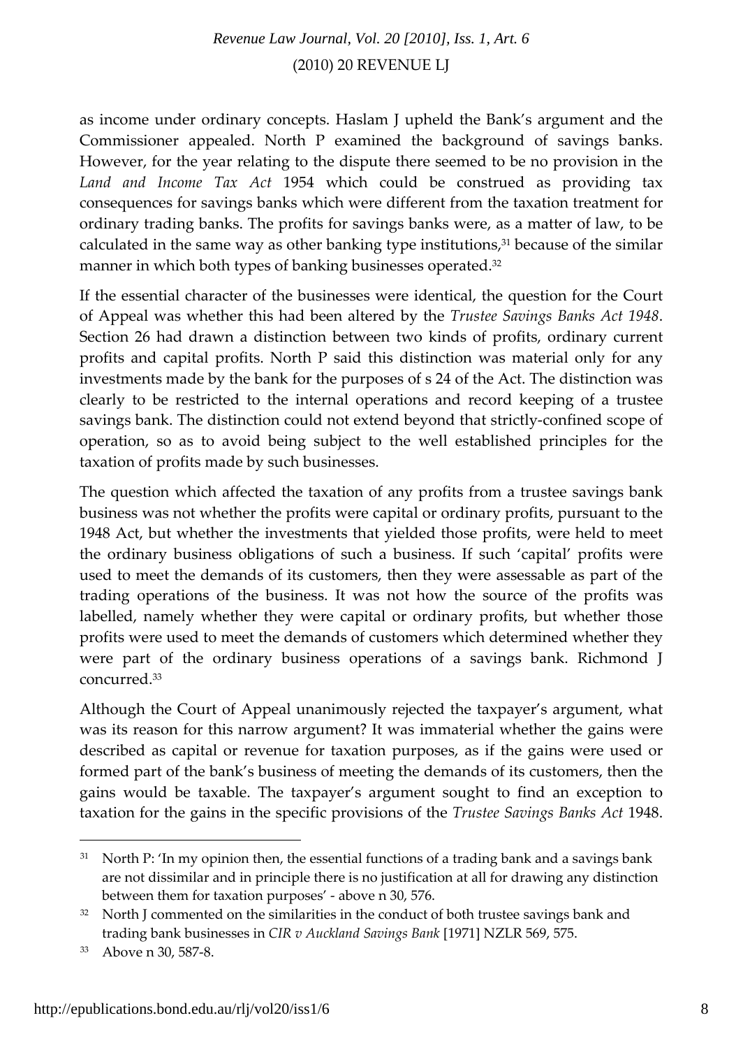as income under ordinary concepts. Haslam J upheld the Bank's argument and the Commissioner appealed. North P examined the background of savings banks. However, for the year relating to the dispute there seemed to be no provision in the *Land and Income Tax Act* 1954 which could be construed as providing tax consequences for savings banks which were different from the taxation treatment for ordinary trading banks. The profits for savings banks were, as a matter of law, to be calculated in the same way as other banking type institutions,[31] because of the similar manner in which both types of banking businesses operated.[32]

If the essential character of the businesses were identical, the question for the Court of Appeal was whether this had been altered by the *Trustee Savings Banks Act 1948*. Section 26 had drawn a distinction between two kinds of profits, ordinary current profits and capital profits. North P said this distinction was material only for any investments made by the bank for the purposes of s 24 of the Act. The distinction was clearly to be restricted to the internal operations and record keeping of a trustee savings bank. The distinction could not extend beyond that strictly-confined scope of operation, so as to avoid being subject to the well established principles for the taxation of profits made by such businesses.

The question which affected the taxation of any profits from a trustee savings bank business was not whether the profits were capital or ordinary profits, pursuant to the 1948 Act, but whether the investments that yielded those profits, were held to meet the ordinary business obligations of such a business. If such 'capital' profits were used to meet the demands of its customers, then they were assessable as part of the trading operations of the business. It was not how the source of the profits was labelled, namely whether they were capital or ordinary profits, but whether those profits were used to meet the demands of customers which determined whether they were part of the ordinary business operations of a savings bank. Richmond J concurred.[33]

Although the Court of Appeal unanimously rejected the taxpayer's argument, what was its reason for this narrow argument? It was immaterial whether the gains were described as capital or revenue for taxation purposes, as if the gains were used or formed part of the bank's business of meeting the demands of its customers, then the gains would be taxable. The taxpayer's argument sought to find an exception to taxation for the gains in the specific provisions of the *Trustee Savings Banks Act* 1948.

---

[31] North P: 'In my opinion then, the essential functions of a trading bank and a savings bank are not dissimilar and in principle there is no justification at all for drawing any distinction between them for taxation purposes' - above n 30, 576.

[32] North J commented on the similarities in the conduct of both trustee savings bank and trading bank businesses in *CIR v Auckland Savings Bank* [1971] NZLR 569, 575.

[33] Above n 30, 587-8.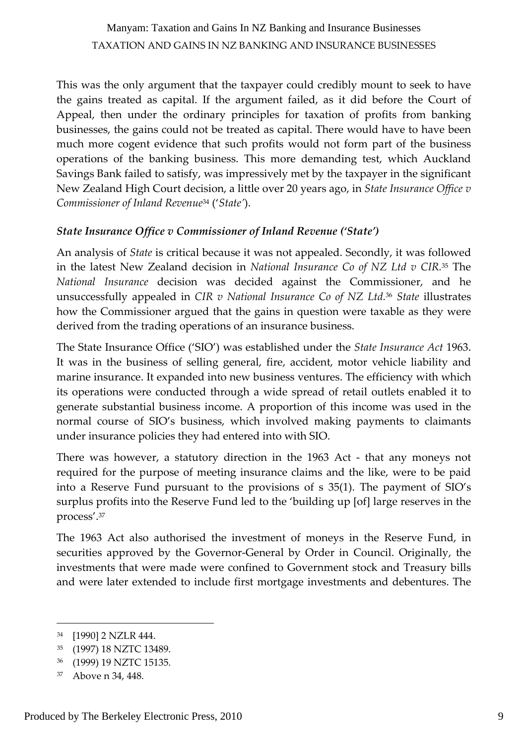This was the only argument that the taxpayer could credibly mount to seek to have the gains treated as capital. If the argument failed, as it did before the Court of Appeal, then under the ordinary principles for taxation of profits from banking businesses, the gains could not be treated as capital. There would have to have been much more cogent evidence that such profits would not form part of the business operations of the banking business. This more demanding test, which Auckland Savings Bank failed to satisfy, was impressively met by the taxpayer in the significant New Zealand High Court decision, a little over 20 years ago, in *State Insurance Office v Commissioner of Inland Revenue*[34] ('*State*').

### *State Insurance Office v Commissioner of Inland Revenue ('State')*

An analysis of *State* is critical because it was not appealed. Secondly, it was followed in the latest New Zealand decision in *National Insurance Co of NZ Ltd v CIR*.[35] The *National Insurance* decision was decided against the Commissioner, and he unsuccessfully appealed in *CIR v National Insurance Co of NZ Ltd*.[36] *State* illustrates how the Commissioner argued that the gains in question were taxable as they were derived from the trading operations of an insurance business.

The State Insurance Office ('SIO') was established under the *State Insurance Act* 1963. It was in the business of selling general, fire, accident, motor vehicle liability and marine insurance. It expanded into new business ventures. The efficiency with which its operations were conducted through a wide spread of retail outlets enabled it to generate substantial business income. A proportion of this income was used in the normal course of SIO's business, which involved making payments to claimants under insurance policies they had entered into with SIO.

There was however, a statutory direction in the 1963 Act - that any moneys not required for the purpose of meeting insurance claims and the like, were to be paid into a Reserve Fund pursuant to the provisions of s 35(1). The payment of SIO's surplus profits into the Reserve Fund led to the 'building up [of] large reserves in the process'.[37]

The 1963 Act also authorised the investment of moneys in the Reserve Fund, in securities approved by the Governor-General by Order in Council. Originally, the investments that were made were confined to Government stock and Treasury bills and were later extended to include first mortgage investments and debentures. The

---

[34] [1990] 2 NZLR 444.

[35] (1997) 18 NZTC 13489.

[36] (1999) 19 NZTC 15135.

[37] Above n 34, 448.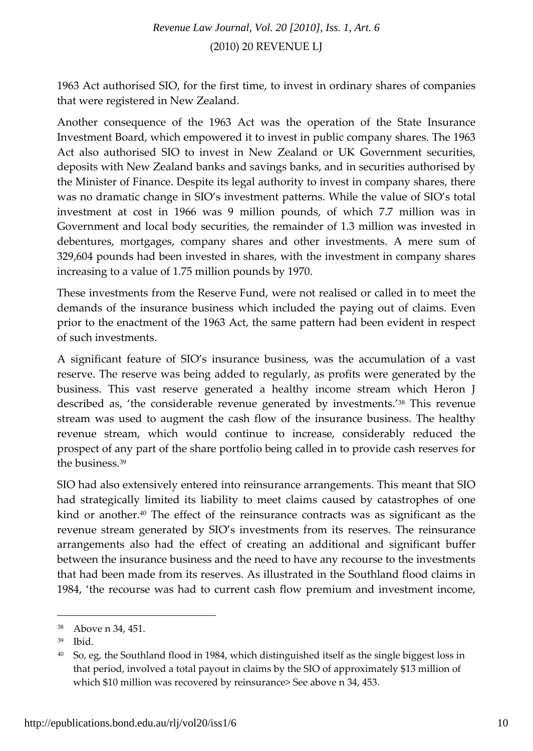1963 Act authorised SIO, for the first time, to invest in ordinary shares of companies that were registered in New Zealand.

Another consequence of the 1963 Act was the operation of the State Insurance Investment Board, which empowered it to invest in public company shares. The 1963 Act also authorised SIO to invest in New Zealand or UK Government securities, deposits with New Zealand banks and savings banks, and in securities authorised by the Minister of Finance. Despite its legal authority to invest in company shares, there was no dramatic change in SIO's investment patterns. While the value of SIO's total investment at cost in 1966 was 9 million pounds, of which 7.7 million was in Government and local body securities, the remainder of 1.3 million was invested in debentures, mortgages, company shares and other investments. A mere sum of 329,604 pounds had been invested in shares, with the investment in company shares increasing to a value of 1.75 million pounds by 1970.

These investments from the Reserve Fund, were not realised or called in to meet the demands of the insurance business which included the paying out of claims. Even prior to the enactment of the 1963 Act, the same pattern had been evident in respect of such investments.

A significant feature of SIO's insurance business, was the accumulation of a vast reserve. The reserve was being added to regularly, as profits were generated by the business. This vast reserve generated a healthy income stream which Heron J described as, 'the considerable revenue generated by investments.'[38] This revenue stream was used to augment the cash flow of the insurance business. The healthy revenue stream, which would continue to increase, considerably reduced the prospect of any part of the share portfolio being called in to provide cash reserves for the business.[39]

SIO had also extensively entered into reinsurance arrangements. This meant that SIO had strategically limited its liability to meet claims caused by catastrophes of one kind or another.[40] The effect of the reinsurance contracts was as significant as the revenue stream generated by SIO's investments from its reserves. The reinsurance arrangements also had the effect of creating an additional and significant buffer between the insurance business and the need to have any recourse to the investments that had been made from its reserves. As illustrated in the Southland flood claims in 1984, 'the recourse was had to current cash flow premium and investment income,

---

[38] Above n 34, 451.

[39] Ibid.

[40] So, eg, the Southland flood in 1984, which distinguished itself as the single biggest loss in that period, involved a total payout in claims by the SIO of approximately $13 million of which $10 million was recovered by reinsurance> See above n 34, 453.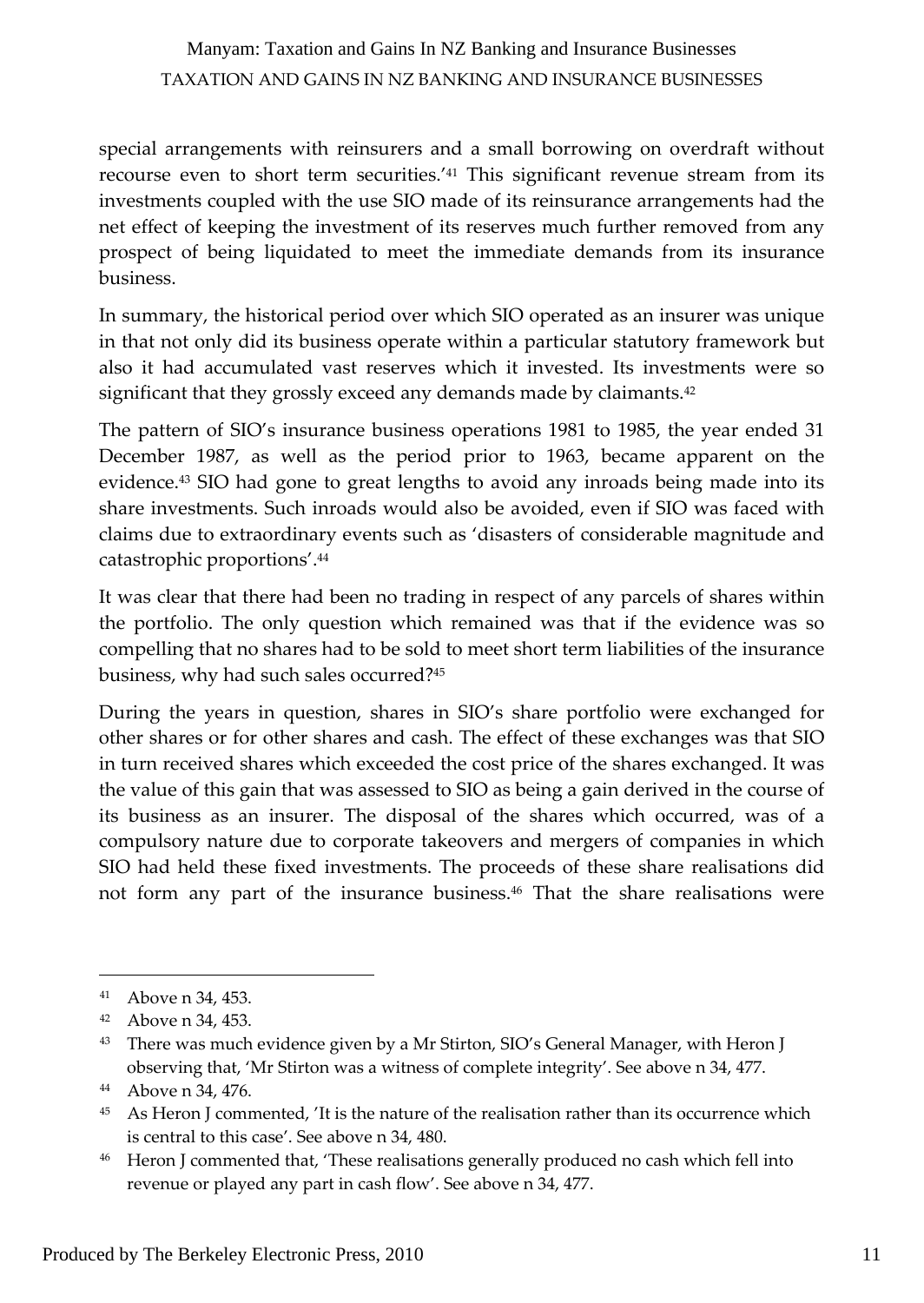special arrangements with reinsurers and a small borrowing on overdraft without recourse even to short term securities.'[41] This significant revenue stream from its investments coupled with the use SIO made of its reinsurance arrangements had the net effect of keeping the investment of its reserves much further removed from any prospect of being liquidated to meet the immediate demands from its insurance business.

In summary, the historical period over which SIO operated as an insurer was unique in that not only did its business operate within a particular statutory framework but also it had accumulated vast reserves which it invested. Its investments were so significant that they grossly exceed any demands made by claimants.[42]

The pattern of SIO's insurance business operations 1981 to 1985, the year ended 31 December 1987, as well as the period prior to 1963, became apparent on the evidence.[43] SIO had gone to great lengths to avoid any inroads being made into its share investments. Such inroads would also be avoided, even if SIO was faced with claims due to extraordinary events such as 'disasters of considerable magnitude and catastrophic proportions'.[44]

It was clear that there had been no trading in respect of any parcels of shares within the portfolio. The only question which remained was that if the evidence was so compelling that no shares had to be sold to meet short term liabilities of the insurance business, why had such sales occurred?[45]

During the years in question, shares in SIO's share portfolio were exchanged for other shares or for other shares and cash. The effect of these exchanges was that SIO in turn received shares which exceeded the cost price of the shares exchanged. It was the value of this gain that was assessed to SIO as being a gain derived in the course of its business as an insurer. The disposal of the shares which occurred, was of a compulsory nature due to corporate takeovers and mergers of companies in which SIO had held these fixed investments. The proceeds of these share realisations did not form any part of the insurance business.[46] That the share realisations were

---

[41] Above n 34, 453.

[42] Above n 34, 453.

[43] There was much evidence given by a Mr Stirton, SIO's General Manager, with Heron J observing that, 'Mr Stirton was a witness of complete integrity'. See above n 34, 477.

[44] Above n 34, 476.

[45] As Heron J commented, 'It is the nature of the realisation rather than its occurrence which is central to this case'. See above n 34, 480.

[46] Heron J commented that, 'These realisations generally produced no cash which fell into revenue or played any part in cash flow'. See above n 34, 477.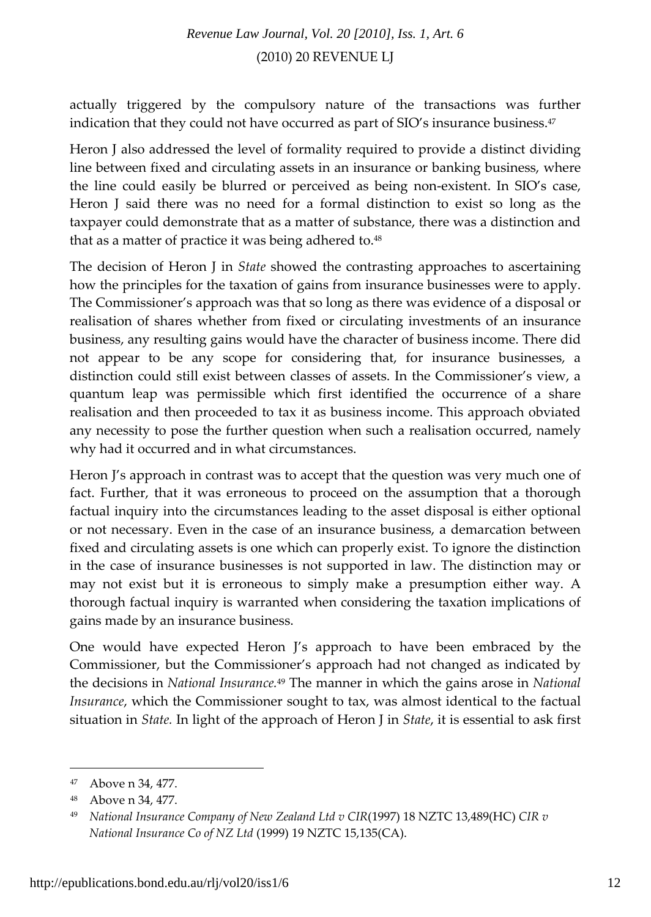actually triggered by the compulsory nature of the transactions was further indication that they could not have occurred as part of SIO's insurance business.[47]

Heron J also addressed the level of formality required to provide a distinct dividing line between fixed and circulating assets in an insurance or banking business, where the line could easily be blurred or perceived as being non-existent. In SIO's case, Heron J said there was no need for a formal distinction to exist so long as the taxpayer could demonstrate that as a matter of substance, there was a distinction and that as a matter of practice it was being adhered to.[48]

The decision of Heron J in *State* showed the contrasting approaches to ascertaining how the principles for the taxation of gains from insurance businesses were to apply. The Commissioner's approach was that so long as there was evidence of a disposal or realisation of shares whether from fixed or circulating investments of an insurance business, any resulting gains would have the character of business income. There did not appear to be any scope for considering that, for insurance businesses, a distinction could still exist between classes of assets. In the Commissioner's view, a quantum leap was permissible which first identified the occurrence of a share realisation and then proceeded to tax it as business income. This approach obviated any necessity to pose the further question when such a realisation occurred, namely why had it occurred and in what circumstances.

Heron J's approach in contrast was to accept that the question was very much one of fact. Further, that it was erroneous to proceed on the assumption that a thorough factual inquiry into the circumstances leading to the asset disposal is either optional or not necessary. Even in the case of an insurance business, a demarcation between fixed and circulating assets is one which can properly exist. To ignore the distinction in the case of insurance businesses is not supported in law. The distinction may or may not exist but it is erroneous to simply make a presumption either way. A thorough factual inquiry is warranted when considering the taxation implications of gains made by an insurance business.

One would have expected Heron J's approach to have been embraced by the Commissioner, but the Commissioner's approach had not changed as indicated by the decisions in *National Insurance*.[49] The manner in which the gains arose in *National Insurance*, which the Commissioner sought to tax, was almost identical to the factual situation in *State*. In light of the approach of Heron J in *State*, it is essential to ask first

---

[47] Above n 34, 477.

[48] Above n 34, 477.

[49] *National Insurance Company of New Zealand Ltd v CIR*(1997) 18 NZTC 13,489(HC) *CIR v National Insurance Co of NZ Ltd* (1999) 19 NZTC 15,135(CA).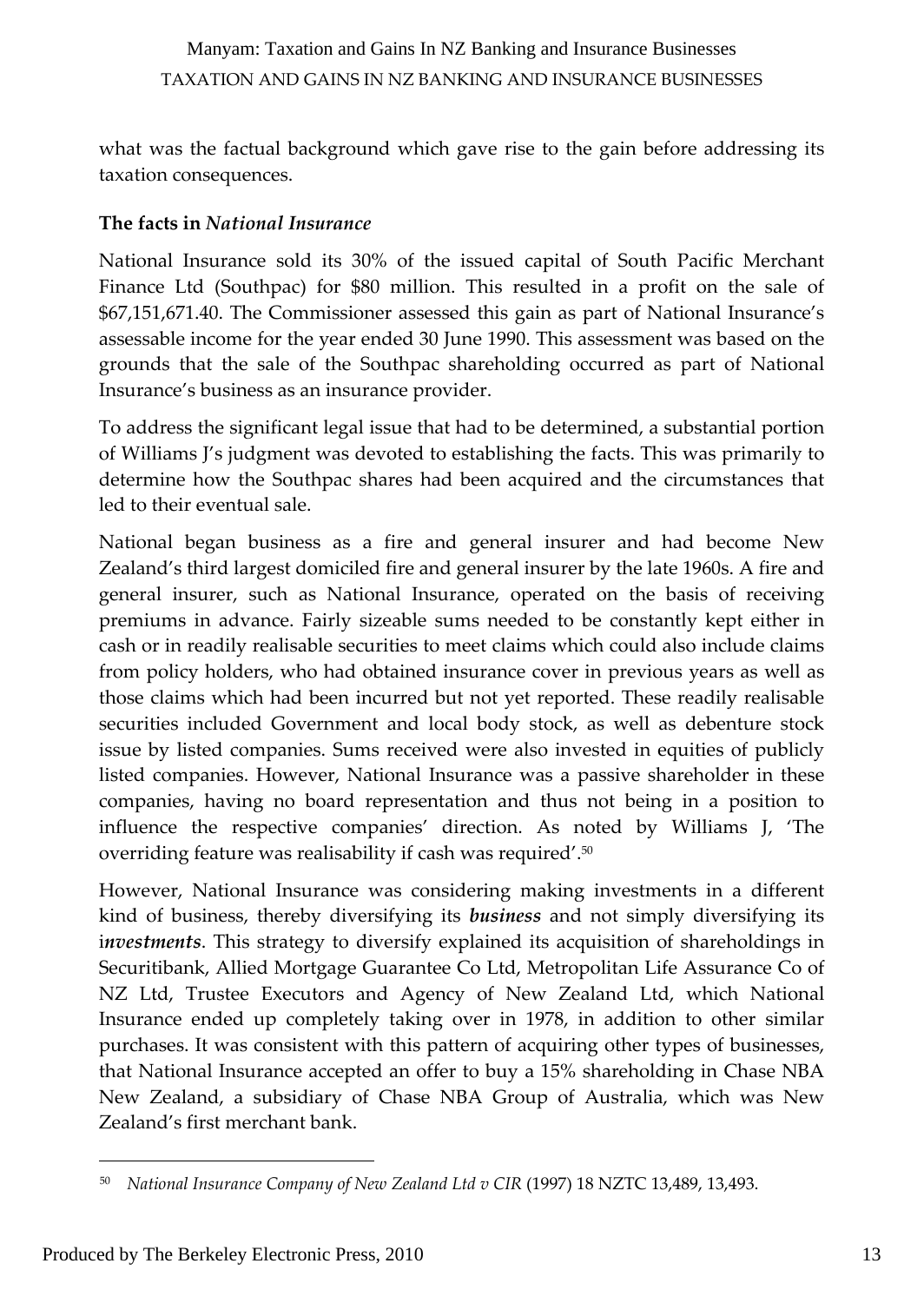what was the factual background which gave rise to the gain before addressing its taxation consequences.

### The facts in *National Insurance*

National Insurance sold its 30% of the issued capital of South Pacific Merchant Finance Ltd (Southpac) for $80 million. This resulted in a profit on the sale of $67,151,671.40. The Commissioner assessed this gain as part of National Insurance's assessable income for the year ended 30 June 1990. This assessment was based on the grounds that the sale of the Southpac shareholding occurred as part of National Insurance's business as an insurance provider.

To address the significant legal issue that had to be determined, a substantial portion of Williams J's judgment was devoted to establishing the facts. This was primarily to determine how the Southpac shares had been acquired and the circumstances that led to their eventual sale.

National began business as a fire and general insurer and had become New Zealand's third largest domiciled fire and general insurer by the late 1960s. A fire and general insurer, such as National Insurance, operated on the basis of receiving premiums in advance. Fairly sizeable sums needed to be constantly kept either in cash or in readily realisable securities to meet claims which could also include claims from policy holders, who had obtained insurance cover in previous years as well as those claims which had been incurred but not yet reported. These readily realisable securities included Government and local body stock, as well as debenture stock issue by listed companies. Sums received were also invested in equities of publicly listed companies. However, National Insurance was a passive shareholder in these companies, having no board representation and thus not being in a position to influence the respective companies' direction. As noted by Williams J, 'The overriding feature was realisability if cash was required'.[50]

However, National Insurance was considering making investments in a different kind of business, thereby diversifying its ***business*** and not simply diversifying its i***nvestments***. This strategy to diversify explained its acquisition of shareholdings in Securitibank, Allied Mortgage Guarantee Co Ltd, Metropolitan Life Assurance Co of NZ Ltd, Trustee Executors and Agency of New Zealand Ltd, which National Insurance ended up completely taking over in 1978, in addition to other similar purchases. It was consistent with this pattern of acquiring other types of businesses, that National Insurance accepted an offer to buy a 15% shareholding in Chase NBA New Zealand, a subsidiary of Chase NBA Group of Australia, which was New Zealand's first merchant bank.

---

[50] *National Insurance Company of New Zealand Ltd v CIR* (1997) 18 NZTC 13,489, 13,493.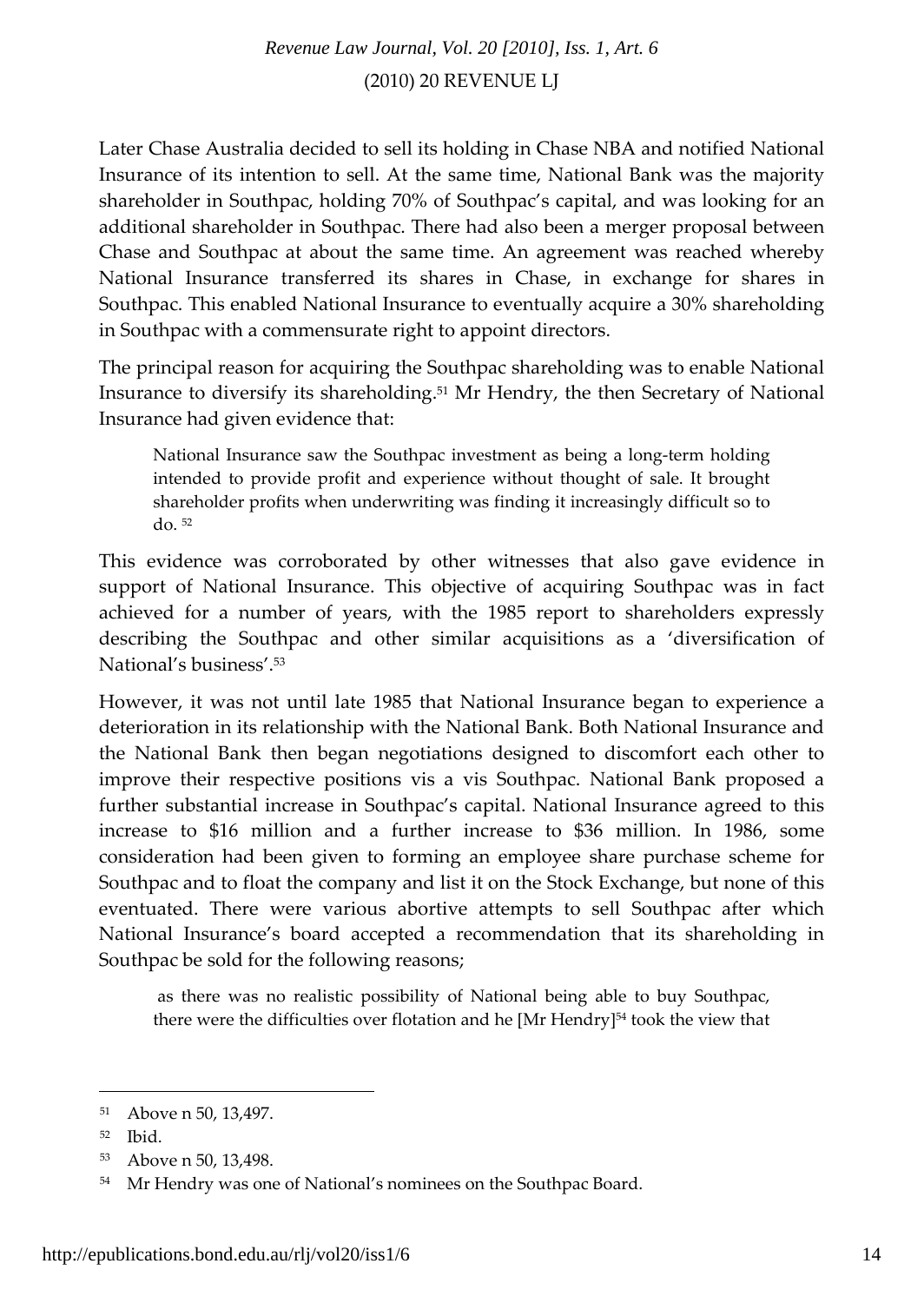Later Chase Australia decided to sell its holding in Chase NBA and notified National Insurance of its intention to sell. At the same time, National Bank was the majority shareholder in Southpac, holding 70% of Southpac's capital, and was looking for an additional shareholder in Southpac. There had also been a merger proposal between Chase and Southpac at about the same time. An agreement was reached whereby National Insurance transferred its shares in Chase, in exchange for shares in Southpac. This enabled National Insurance to eventually acquire a 30% shareholding in Southpac with a commensurate right to appoint directors.

The principal reason for acquiring the Southpac shareholding was to enable National Insurance to diversify its shareholding.[51] Mr Hendry, the then Secretary of National Insurance had given evidence that:

> National Insurance saw the Southpac investment as being a long-term holding intended to provide profit and experience without thought of sale. It brought shareholder profits when underwriting was finding it increasingly difficult so to do. [52]

This evidence was corroborated by other witnesses that also gave evidence in support of National Insurance. This objective of acquiring Southpac was in fact achieved for a number of years, with the 1985 report to shareholders expressly describing the Southpac and other similar acquisitions as a 'diversification of National's business'.[53]

However, it was not until late 1985 that National Insurance began to experience a deterioration in its relationship with the National Bank. Both National Insurance and the National Bank then began negotiations designed to discomfort each other to improve their respective positions vis a vis Southpac. National Bank proposed a further substantial increase in Southpac's capital. National Insurance agreed to this increase to \$16 million and a further increase to \$36 million. In 1986, some consideration had been given to forming an employee share purchase scheme for Southpac and to float the company and list it on the Stock Exchange, but none of this eventuated. There were various abortive attempts to sell Southpac after which National Insurance's board accepted a recommendation that its shareholding in Southpac be sold for the following reasons;

> as there was no realistic possibility of National being able to buy Southpac, there were the difficulties over flotation and he [Mr Hendry][54] took the view that

---

[51] Above n 50, 13,497.

[52] Ibid.

[53] Above n 50, 13,498.

[54] Mr Hendry was one of National's nominees on the Southpac Board.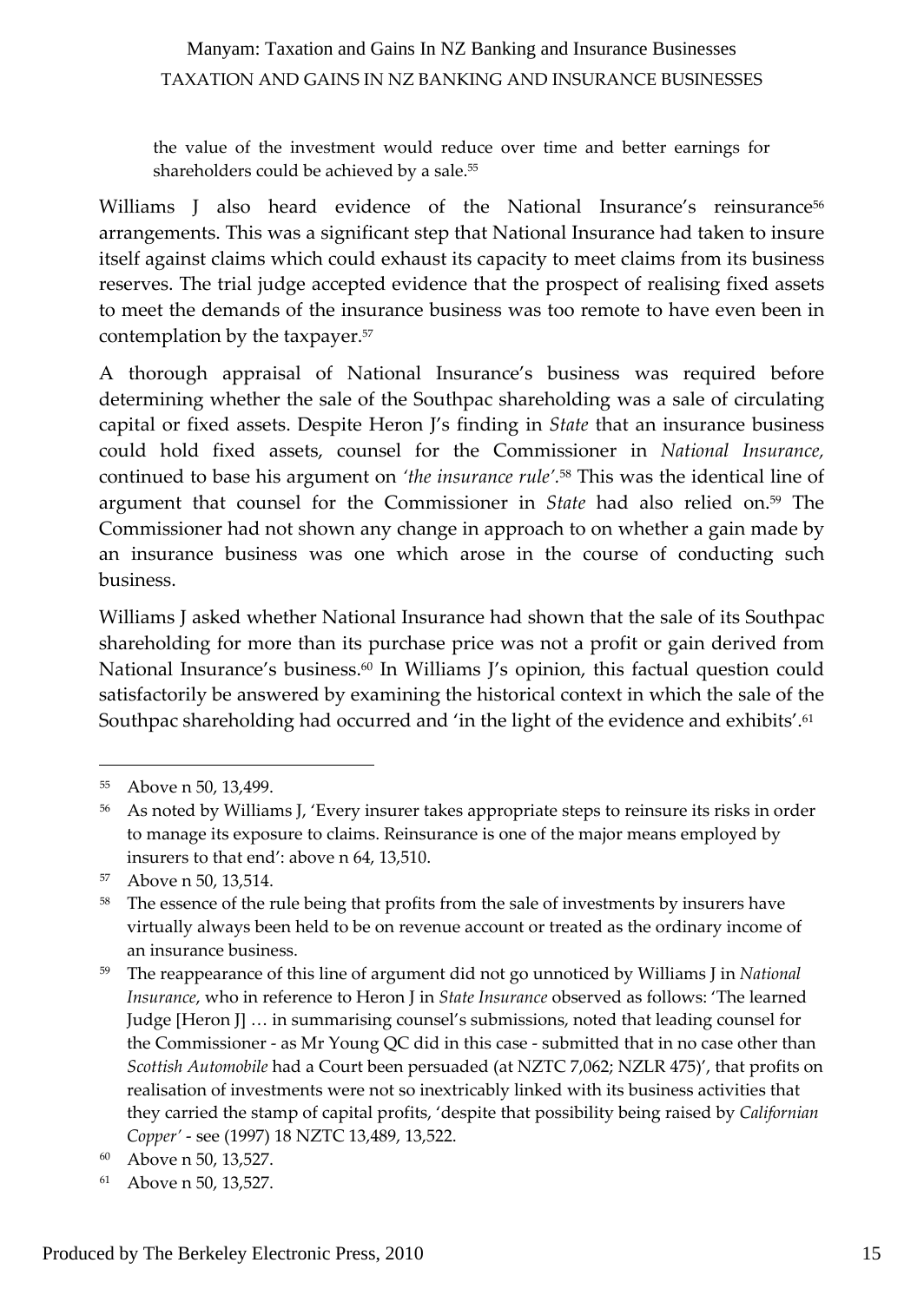the value of the investment would reduce over time and better earnings for shareholders could be achieved by a sale.[55]

Williams J also heard evidence of the National Insurance's reinsurance[56] arrangements. This was a significant step that National Insurance had taken to insure itself against claims which could exhaust its capacity to meet claims from its business reserves. The trial judge accepted evidence that the prospect of realising fixed assets to meet the demands of the insurance business was too remote to have even been in contemplation by the taxpayer.[57]

A thorough appraisal of National Insurance's business was required before determining whether the sale of the Southpac shareholding was a sale of circulating capital or fixed assets. Despite Heron J's finding in *State* that an insurance business could hold fixed assets, counsel for the Commissioner in *National Insurance,* continued to base his argument on *'the insurance rule'*.[58] This was the identical line of argument that counsel for the Commissioner in *State* had also relied on.[59] The Commissioner had not shown any change in approach to on whether a gain made by an insurance business was one which arose in the course of conducting such business.

Williams J asked whether National Insurance had shown that the sale of its Southpac shareholding for more than its purchase price was not a profit or gain derived from National Insurance's business.[60] In Williams J's opinion, this factual question could satisfactorily be answered by examining the historical context in which the sale of the Southpac shareholding had occurred and 'in the light of the evidence and exhibits'.[61]

---

[55] Above n 50, 13,499.

[56] As noted by Williams J, 'Every insurer takes appropriate steps to reinsure its risks in order to manage its exposure to claims. Reinsurance is one of the major means employed by insurers to that end': above n 64, 13,510.

[57] Above n 50, 13,514.

[58] The essence of the rule being that profits from the sale of investments by insurers have virtually always been held to be on revenue account or treated as the ordinary income of an insurance business.

[59] The reappearance of this line of argument did not go unnoticed by Williams J in *National Insurance*, who in reference to Heron J in *State Insurance* observed as follows: 'The learned Judge [Heron J] … in summarising counsel's submissions, noted that leading counsel for the Commissioner - as Mr Young QC did in this case - submitted that in no case other than *Scottish Automobile* had a Court been persuaded (at NZTC 7,062; NZLR 475)', that profits on realisation of investments were not so inextricably linked with its business activities that they carried the stamp of capital profits, 'despite that possibility being raised by *Californian Copper'* - see (1997) 18 NZTC 13,489, 13,522.

[60] Above n 50, 13,527.

[61] Above n 50, 13,527.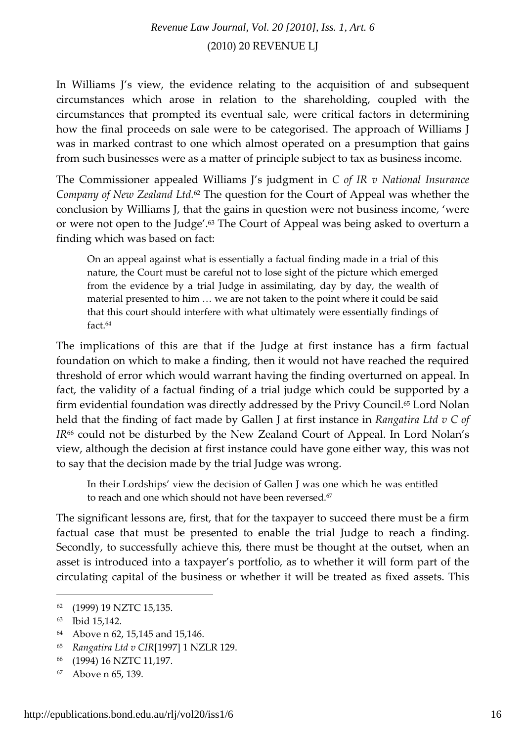In Williams J's view, the evidence relating to the acquisition of and subsequent circumstances which arose in relation to the shareholding, coupled with the circumstances that prompted its eventual sale, were critical factors in determining how the final proceeds on sale were to be categorised. The approach of Williams J was in marked contrast to one which almost operated on a presumption that gains from such businesses were as a matter of principle subject to tax as business income.

The Commissioner appealed Williams J's judgment in *C of IR v National Insurance Company of New Zealand Ltd*.[62] The question for the Court of Appeal was whether the conclusion by Williams J, that the gains in question were not business income, 'were or were not open to the Judge'.[63] The Court of Appeal was being asked to overturn a finding which was based on fact:

> On an appeal against what is essentially a factual finding made in a trial of this nature, the Court must be careful not to lose sight of the picture which emerged from the evidence by a trial Judge in assimilating, day by day, the wealth of material presented to him … we are not taken to the point where it could be said that this court should interfere with what ultimately were essentially findings of fact.[64]

The implications of this are that if the Judge at first instance has a firm factual foundation on which to make a finding, then it would not have reached the required threshold of error which would warrant having the finding overturned on appeal. In fact, the validity of a factual finding of a trial judge which could be supported by a firm evidential foundation was directly addressed by the Privy Council.[65] Lord Nolan held that the finding of fact made by Gallen J at first instance in *Rangatira Ltd v C of IR*[66] could not be disturbed by the New Zealand Court of Appeal. In Lord Nolan's view, although the decision at first instance could have gone either way, this was not to say that the decision made by the trial Judge was wrong.

> In their Lordships' view the decision of Gallen J was one which he was entitled to reach and one which should not have been reversed.[67]

The significant lessons are, first, that for the taxpayer to succeed there must be a firm factual case that must be presented to enable the trial Judge to reach a finding. Secondly, to successfully achieve this, there must be thought at the outset, when an asset is introduced into a taxpayer's portfolio, as to whether it will form part of the circulating capital of the business or whether it will be treated as fixed assets. This

---

[62] (1999) 19 NZTC 15,135.

[63] Ibid 15,142.

[64] Above n 62, 15,145 and 15,146.

[65] *Rangatira Ltd v CIR*[1997] 1 NZLR 129.

[66] (1994) 16 NZTC 11,197.

[67] Above n 65, 139.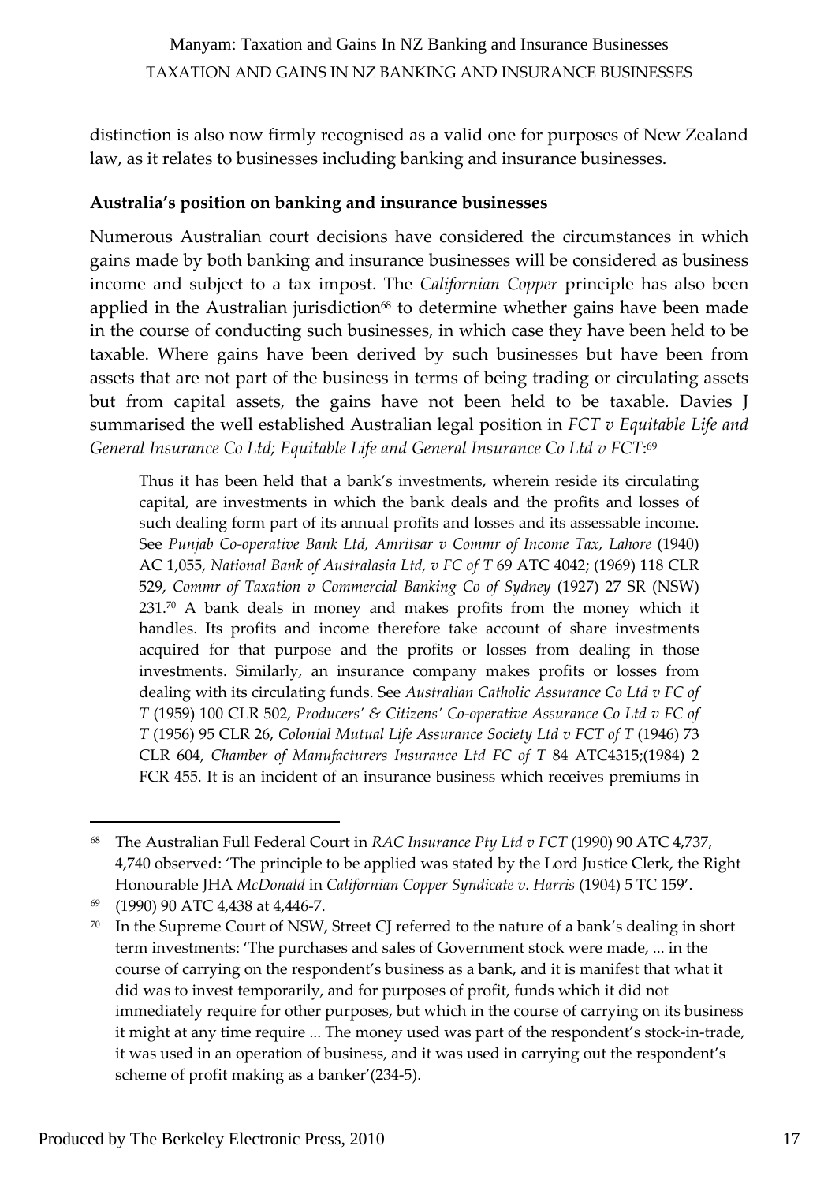distinction is also now firmly recognised as a valid one for purposes of New Zealand law, as it relates to businesses including banking and insurance businesses.

**Australia's position on banking and insurance businesses**

Numerous Australian court decisions have considered the circumstances in which gains made by both banking and insurance businesses will be considered as business income and subject to a tax impost. The *Californian Copper* principle has also been applied in the Australian jurisdiction[68] to determine whether gains have been made in the course of conducting such businesses, in which case they have been held to be taxable. Where gains have been derived by such businesses but have been from assets that are not part of the business in terms of being trading or circulating assets but from capital assets, the gains have not been held to be taxable. Davies J summarised the well established Australian legal position in *FCT v Equitable Life and General Insurance Co Ltd; Equitable Life and General Insurance Co Ltd v FCT*:[69]

> Thus it has been held that a bank's investments, wherein reside its circulating capital, are investments in which the bank deals and the profits and losses of such dealing form part of its annual profits and losses and its assessable income. See *Punjab Co-operative Bank Ltd, Amritsar v Commr of Income Tax, Lahore* (1940) AC 1,055, *National Bank of Australasia Ltd, v FC of T* 69 ATC 4042; (1969) 118 CLR 529, *Commr of Taxation v Commercial Banking Co of Sydney* (1927) 27 SR (NSW) 231.[70] A bank deals in money and makes profits from the money which it handles. Its profits and income therefore take account of share investments acquired for that purpose and the profits or losses from dealing in those investments. Similarly, an insurance company makes profits or losses from dealing with its circulating funds. See *Australian Catholic Assurance Co Ltd v FC of T* (1959) 100 CLR 502, *Producers' & Citizens' Co-operative Assurance Co Ltd v FC of T* (1956) 95 CLR 26, *Colonial Mutual Life Assurance Society Ltd v FCT of T* (1946) 73 CLR 604, *Chamber of Manufacturers Insurance Ltd FC of T* 84 ATC4315;(1984) 2 FCR 455. It is an incident of an insurance business which receives premiums in

---

[68] The Australian Full Federal Court in *RAC Insurance Pty Ltd v FCT* (1990) 90 ATC 4,737, 4,740 observed: 'The principle to be applied was stated by the Lord Justice Clerk, the Right Honourable JHA *McDonald* in *Californian Copper Syndicate v. Harris* (1904) 5 TC 159'.

[69] (1990) 90 ATC 4,438 at 4,446-7.

[70] In the Supreme Court of NSW, Street CJ referred to the nature of a bank's dealing in short term investments: 'The purchases and sales of Government stock were made, ... in the course of carrying on the respondent's business as a bank, and it is manifest that what it did was to invest temporarily, and for purposes of profit, funds which it did not immediately require for other purposes, but which in the course of carrying on its business it might at any time require ... The money used was part of the respondent's stock-in-trade, it was used in an operation of business, and it was used in carrying out the respondent's scheme of profit making as a banker'(234-5).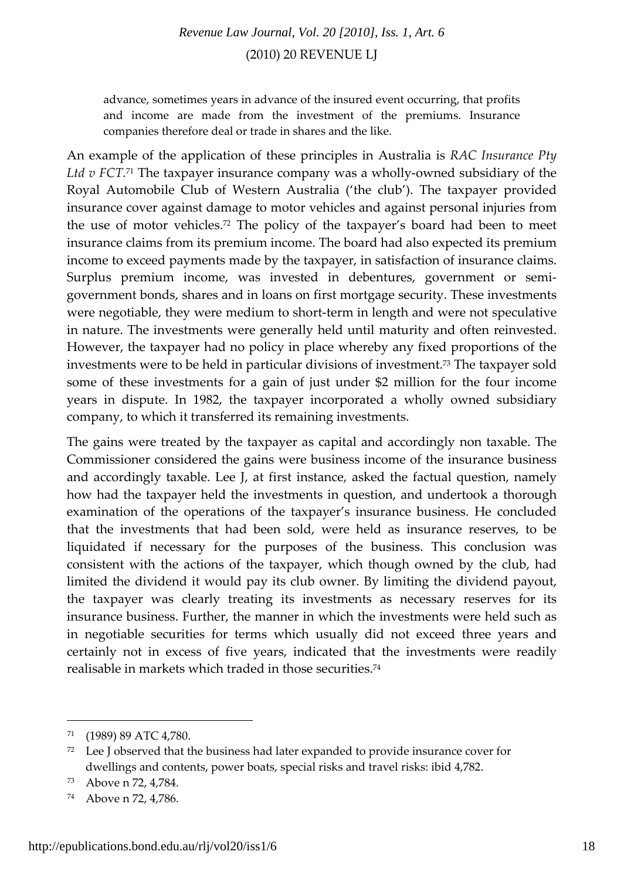> advance, sometimes years in advance of the insured event occurring, that profits and income are made from the investment of the premiums. Insurance companies therefore deal or trade in shares and the like.

An example of the application of these principles in Australia is *RAC Insurance Pty Ltd v FCT*.[71] The taxpayer insurance company was a wholly-owned subsidiary of the Royal Automobile Club of Western Australia ('the club'). The taxpayer provided insurance cover against damage to motor vehicles and against personal injuries from the use of motor vehicles.[72] The policy of the taxpayer's board had been to meet insurance claims from its premium income. The board had also expected its premium income to exceed payments made by the taxpayer, in satisfaction of insurance claims. Surplus premium income, was invested in debentures, government or semi-government bonds, shares and in loans on first mortgage security. These investments were negotiable, they were medium to short-term in length and were not speculative in nature. The investments were generally held until maturity and often reinvested. However, the taxpayer had no policy in place whereby any fixed proportions of the investments were to be held in particular divisions of investment.[73] The taxpayer sold some of these investments for a gain of just under $2 million for the four income years in dispute. In 1982, the taxpayer incorporated a wholly owned subsidiary company, to which it transferred its remaining investments.

The gains were treated by the taxpayer as capital and accordingly non taxable. The Commissioner considered the gains were business income of the insurance business and accordingly taxable. Lee J, at first instance, asked the factual question, namely how had the taxpayer held the investments in question, and undertook a thorough examination of the operations of the taxpayer's insurance business. He concluded that the investments that had been sold, were held as insurance reserves, to be liquidated if necessary for the purposes of the business. This conclusion was consistent with the actions of the taxpayer, which though owned by the club, had limited the dividend it would pay its club owner. By limiting the dividend payout, the taxpayer was clearly treating its investments as necessary reserves for its insurance business. Further, the manner in which the investments were held such as in negotiable securities for terms which usually did not exceed three years and certainly not in excess of five years, indicated that the investments were readily realisable in markets which traded in those securities.[74]

---

[71] (1989) 89 ATC 4,780.

[72] Lee J observed that the business had later expanded to provide insurance cover for dwellings and contents, power boats, special risks and travel risks: ibid 4,782.

[73] Above n 72, 4,784.

[74] Above n 72, 4,786.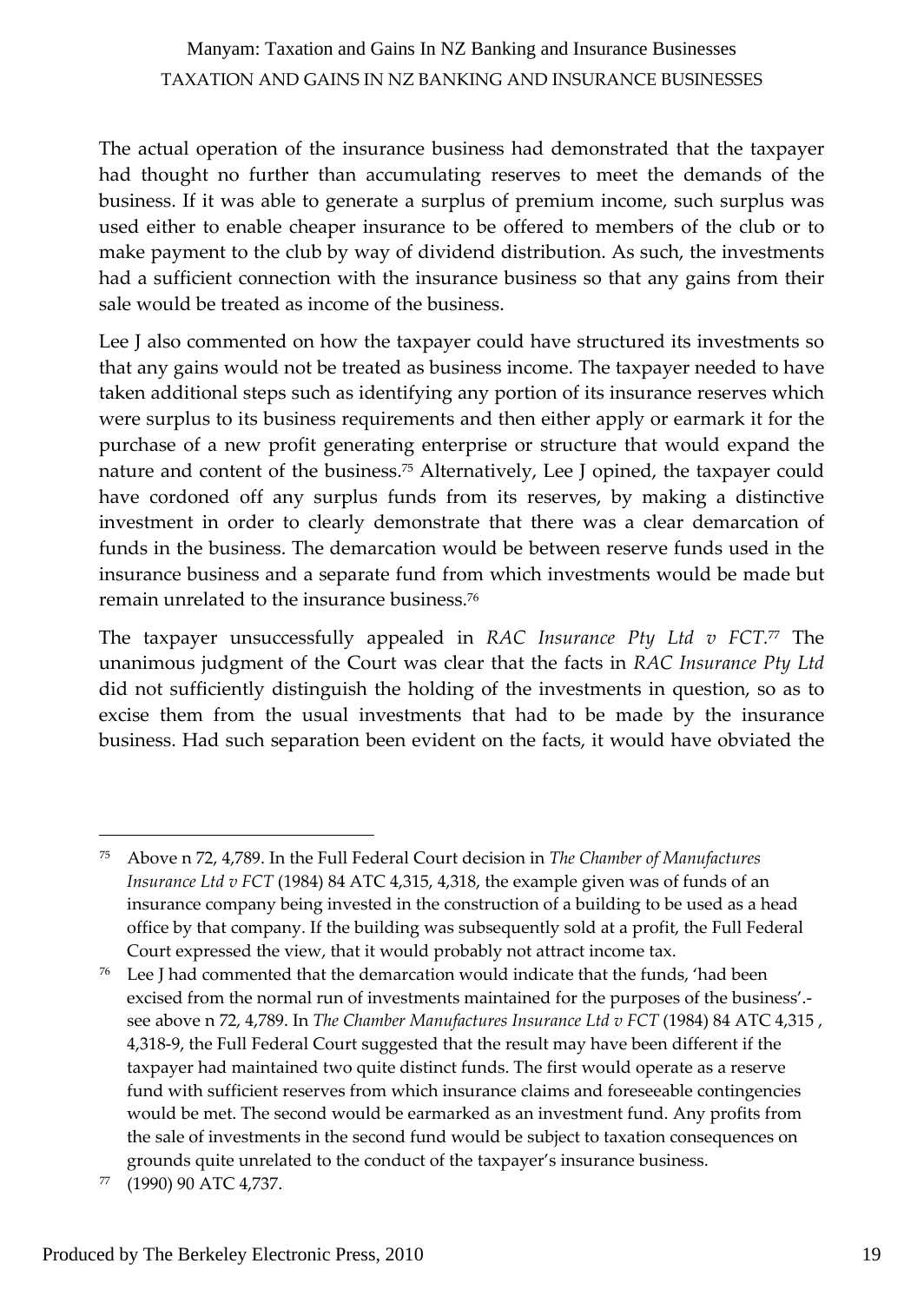The actual operation of the insurance business had demonstrated that the taxpayer had thought no further than accumulating reserves to meet the demands of the business. If it was able to generate a surplus of premium income, such surplus was used either to enable cheaper insurance to be offered to members of the club or to make payment to the club by way of dividend distribution. As such, the investments had a sufficient connection with the insurance business so that any gains from their sale would be treated as income of the business.

Lee J also commented on how the taxpayer could have structured its investments so that any gains would not be treated as business income. The taxpayer needed to have taken additional steps such as identifying any portion of its insurance reserves which were surplus to its business requirements and then either apply or earmark it for the purchase of a new profit generating enterprise or structure that would expand the nature and content of the business.[75] Alternatively, Lee J opined, the taxpayer could have cordoned off any surplus funds from its reserves, by making a distinctive investment in order to clearly demonstrate that there was a clear demarcation of funds in the business. The demarcation would be between reserve funds used in the insurance business and a separate fund from which investments would be made but remain unrelated to the insurance business.[76]

The taxpayer unsuccessfully appealed in *RAC Insurance Pty Ltd v FCT*.[77] The unanimous judgment of the Court was clear that the facts in *RAC Insurance Pty Ltd* did not sufficiently distinguish the holding of the investments in question, so as to excise them from the usual investments that had to be made by the insurance business. Had such separation been evident on the facts, it would have obviated the

---

[75] Above n 72, 4,789. In the Full Federal Court decision in *The Chamber of Manufactures Insurance Ltd v FCT* (1984) 84 ATC 4,315, 4,318, the example given was of funds of an insurance company being invested in the construction of a building to be used as a head office by that company. If the building was subsequently sold at a profit, the Full Federal Court expressed the view, that it would probably not attract income tax.

[76] Lee J had commented that the demarcation would indicate that the funds, 'had been excised from the normal run of investments maintained for the purposes of the business'.- see above n 72, 4,789. In *The Chamber Manufactures Insurance Ltd v FCT* (1984) 84 ATC 4,315 , 4,318-9, the Full Federal Court suggested that the result may have been different if the taxpayer had maintained two quite distinct funds. The first would operate as a reserve fund with sufficient reserves from which insurance claims and foreseeable contingencies would be met. The second would be earmarked as an investment fund. Any profits from the sale of investments in the second fund would be subject to taxation consequences on grounds quite unrelated to the conduct of the taxpayer's insurance business.

[77] (1990) 90 ATC 4,737.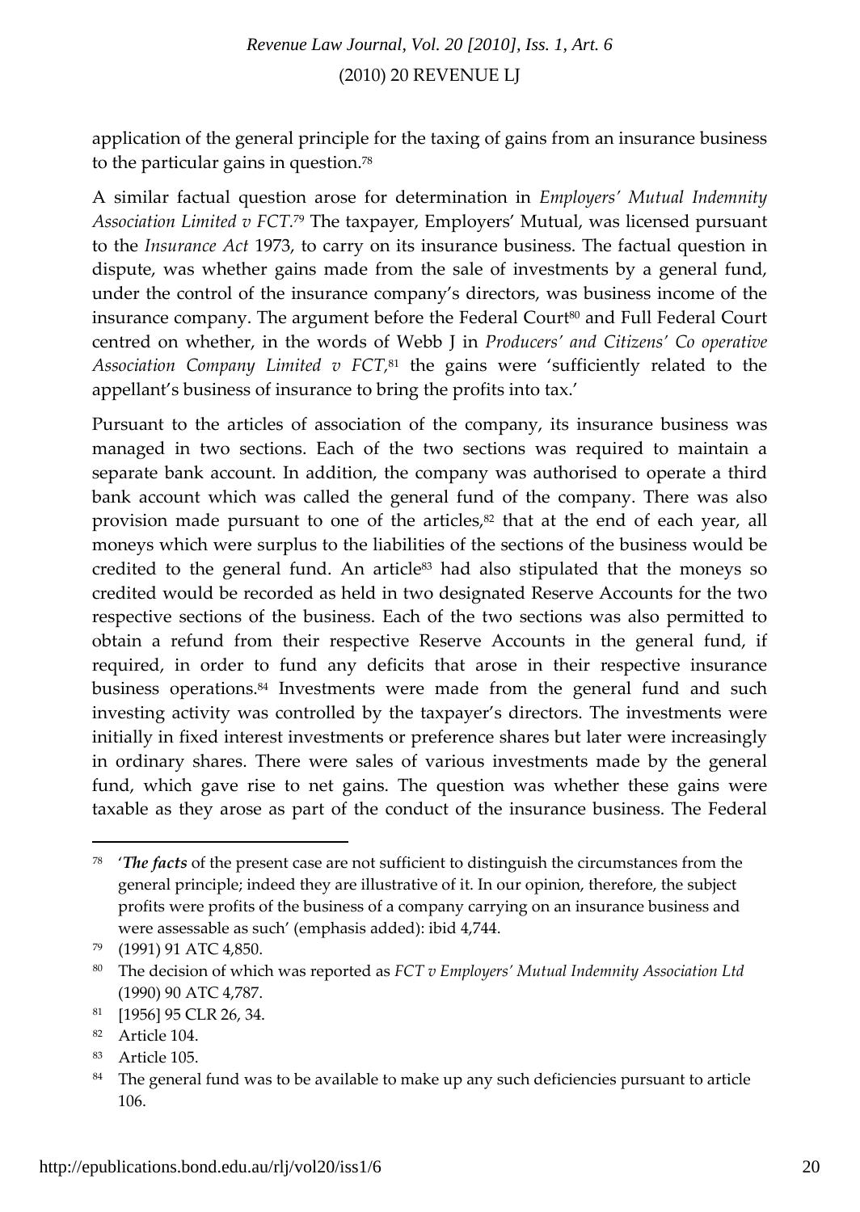application of the general principle for the taxing of gains from an insurance business to the particular gains in question.[78]

A similar factual question arose for determination in *Employers' Mutual Indemnity Association Limited v FCT*.[79] The taxpayer, Employers' Mutual, was licensed pursuant to the *Insurance Act* 1973, to carry on its insurance business. The factual question in dispute, was whether gains made from the sale of investments by a general fund, under the control of the insurance company's directors, was business income of the insurance company. The argument before the Federal Court[80] and Full Federal Court centred on whether, in the words of Webb J in *Producers' and Citizens' Co operative Association Company Limited v FCT*,[81] the gains were 'sufficiently related to the appellant's business of insurance to bring the profits into tax.'

Pursuant to the articles of association of the company, its insurance business was managed in two sections. Each of the two sections was required to maintain a separate bank account. In addition, the company was authorised to operate a third bank account which was called the general fund of the company. There was also provision made pursuant to one of the articles,[82] that at the end of each year, all moneys which were surplus to the liabilities of the sections of the business would be credited to the general fund. An article[83] had also stipulated that the moneys so credited would be recorded as held in two designated Reserve Accounts for the two respective sections of the business. Each of the two sections was also permitted to obtain a refund from their respective Reserve Accounts in the general fund, if required, in order to fund any deficits that arose in their respective insurance business operations.[84] Investments were made from the general fund and such investing activity was controlled by the taxpayer's directors. The investments were initially in fixed interest investments or preference shares but later were increasingly in ordinary shares. There were sales of various investments made by the general fund, which gave rise to net gains. The question was whether these gains were taxable as they arose as part of the conduct of the insurance business. The Federal

---

[78] '***The facts*** of the present case are not sufficient to distinguish the circumstances from the general principle; indeed they are illustrative of it. In our opinion, therefore, the subject profits were profits of the business of a company carrying on an insurance business and were assessable as such' (emphasis added): ibid 4,744.

[79] (1991) 91 ATC 4,850.

[80] The decision of which was reported as *FCT v Employers' Mutual Indemnity Association Ltd* (1990) 90 ATC 4,787.

[81] [1956] 95 CLR 26, 34.

[82] Article 104.

[83] Article 105.

[84] The general fund was to be available to make up any such deficiencies pursuant to article 106.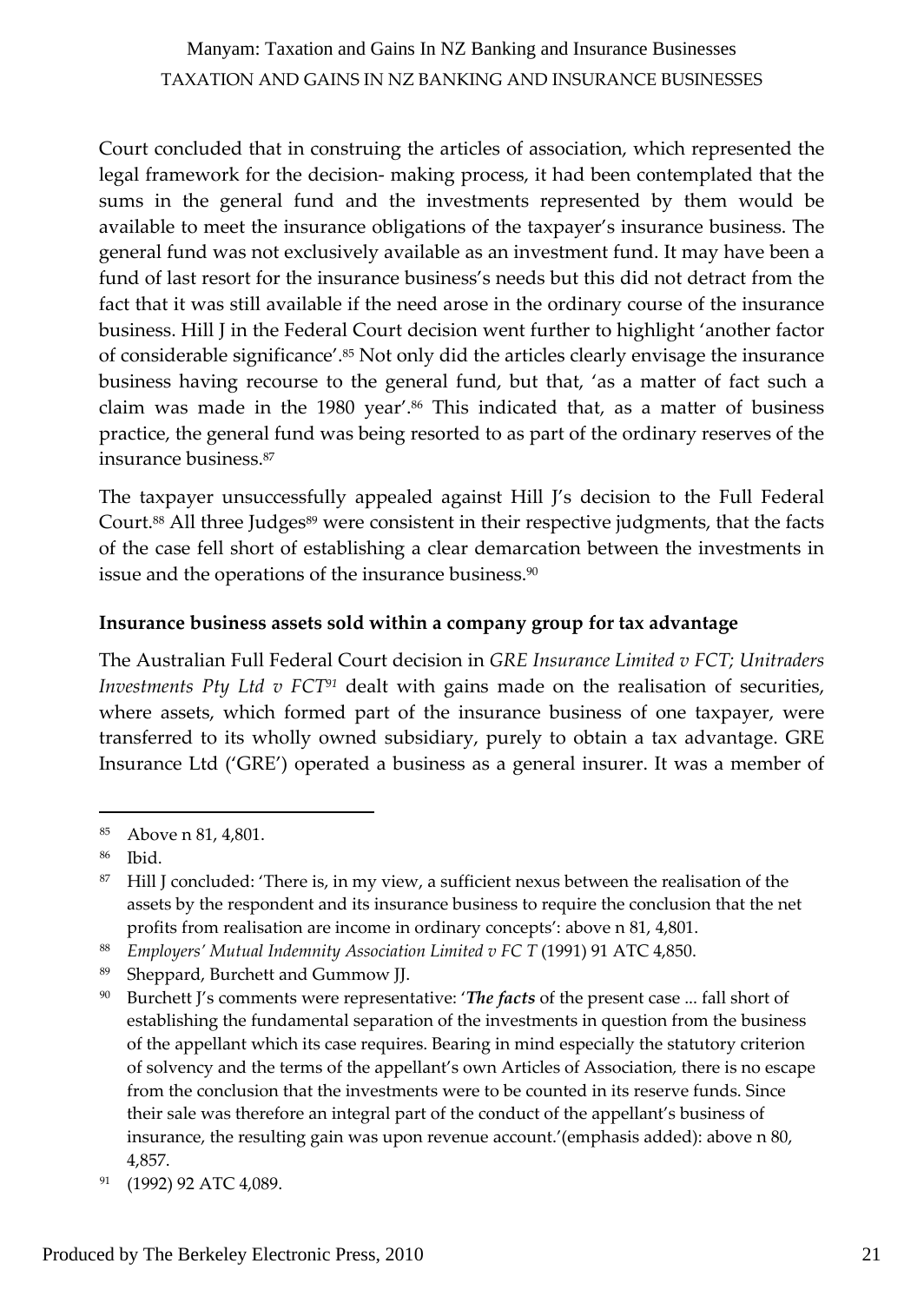Court concluded that in construing the articles of association, which represented the legal framework for the decision- making process, it had been contemplated that the sums in the general fund and the investments represented by them would be available to meet the insurance obligations of the taxpayer's insurance business. The general fund was not exclusively available as an investment fund. It may have been a fund of last resort for the insurance business's needs but this did not detract from the fact that it was still available if the need arose in the ordinary course of the insurance business. Hill J in the Federal Court decision went further to highlight 'another factor of considerable significance'.[85] Not only did the articles clearly envisage the insurance business having recourse to the general fund, but that, 'as a matter of fact such a claim was made in the 1980 year'.[86] This indicated that, as a matter of business practice, the general fund was being resorted to as part of the ordinary reserves of the insurance business.[87]

The taxpayer unsuccessfully appealed against Hill J's decision to the Full Federal Court.[88] All three Judges[89] were consistent in their respective judgments, that the facts of the case fell short of establishing a clear demarcation between the investments in issue and the operations of the insurance business.[90]

**Insurance business assets sold within a company group for tax advantage**

The Australian Full Federal Court decision in *GRE Insurance Limited v FCT; Unitraders Investments Pty Ltd v FCT*[91] dealt with gains made on the realisation of securities, where assets, which formed part of the insurance business of one taxpayer, were transferred to its wholly owned subsidiary, purely to obtain a tax advantage. GRE Insurance Ltd ('GRE') operated a business as a general insurer. It was a member of

---

[85] Above n 81, 4,801.

[86] Ibid.

[87] Hill J concluded: 'There is, in my view, a sufficient nexus between the realisation of the assets by the respondent and its insurance business to require the conclusion that the net profits from realisation are income in ordinary concepts': above n 81, 4,801.

[88] *Employers' Mutual Indemnity Association Limited v FC T* (1991) 91 ATC 4,850.

[89] Sheppard, Burchett and Gummow JJ.

[90] Burchett J's comments were representative: '***The facts*** of the present case ... fall short of establishing the fundamental separation of the investments in question from the business of the appellant which its case requires. Bearing in mind especially the statutory criterion of solvency and the terms of the appellant's own Articles of Association, there is no escape from the conclusion that the investments were to be counted in its reserve funds. Since their sale was therefore an integral part of the conduct of the appellant's business of insurance, the resulting gain was upon revenue account.'(emphasis added): above n 80, 4,857.

[91] (1992) 92 ATC 4,089.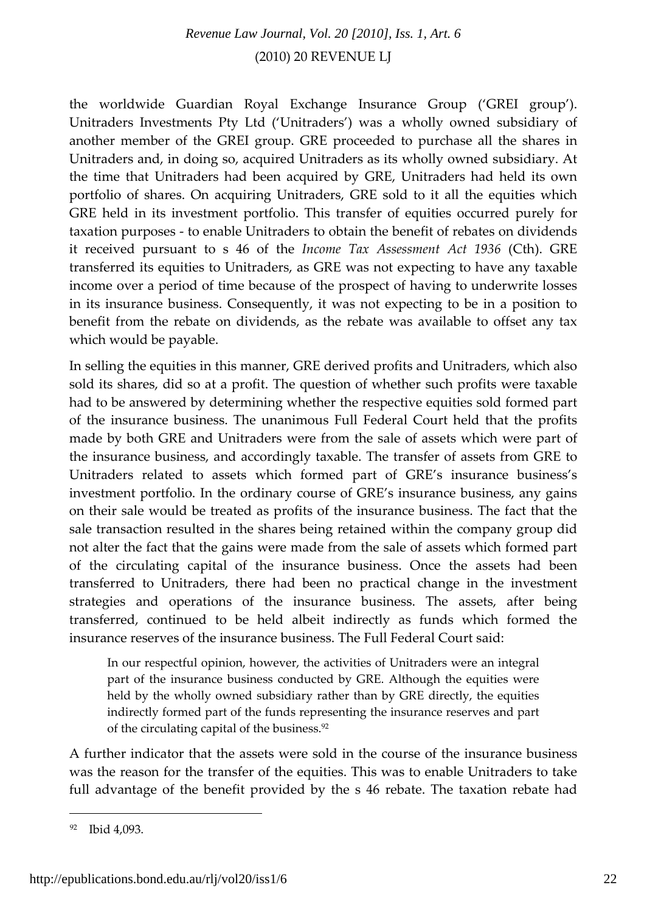the worldwide Guardian Royal Exchange Insurance Group ('GREI group'). Unitraders Investments Pty Ltd ('Unitraders') was a wholly owned subsidiary of another member of the GREI group. GRE proceeded to purchase all the shares in Unitraders and, in doing so, acquired Unitraders as its wholly owned subsidiary. At the time that Unitraders had been acquired by GRE, Unitraders had held its own portfolio of shares. On acquiring Unitraders, GRE sold to it all the equities which GRE held in its investment portfolio. This transfer of equities occurred purely for taxation purposes - to enable Unitraders to obtain the benefit of rebates on dividends it received pursuant to s 46 of the *Income Tax Assessment Act 1936* (Cth). GRE transferred its equities to Unitraders, as GRE was not expecting to have any taxable income over a period of time because of the prospect of having to underwrite losses in its insurance business. Consequently, it was not expecting to be in a position to benefit from the rebate on dividends, as the rebate was available to offset any tax which would be payable.

In selling the equities in this manner, GRE derived profits and Unitraders, which also sold its shares, did so at a profit. The question of whether such profits were taxable had to be answered by determining whether the respective equities sold formed part of the insurance business. The unanimous Full Federal Court held that the profits made by both GRE and Unitraders were from the sale of assets which were part of the insurance business, and accordingly taxable. The transfer of assets from GRE to Unitraders related to assets which formed part of GRE's insurance business's investment portfolio. In the ordinary course of GRE's insurance business, any gains on their sale would be treated as profits of the insurance business. The fact that the sale transaction resulted in the shares being retained within the company group did not alter the fact that the gains were made from the sale of assets which formed part of the circulating capital of the insurance business. Once the assets had been transferred to Unitraders, there had been no practical change in the investment strategies and operations of the insurance business. The assets, after being transferred, continued to be held albeit indirectly as funds which formed the insurance reserves of the insurance business. The Full Federal Court said:

> In our respectful opinion, however, the activities of Unitraders were an integral part of the insurance business conducted by GRE. Although the equities were held by the wholly owned subsidiary rather than by GRE directly, the equities indirectly formed part of the funds representing the insurance reserves and part of the circulating capital of the business.[92]

A further indicator that the assets were sold in the course of the insurance business was the reason for the transfer of the equities. This was to enable Unitraders to take full advantage of the benefit provided by the s 46 rebate. The taxation rebate had

---

[92] Ibid 4,093.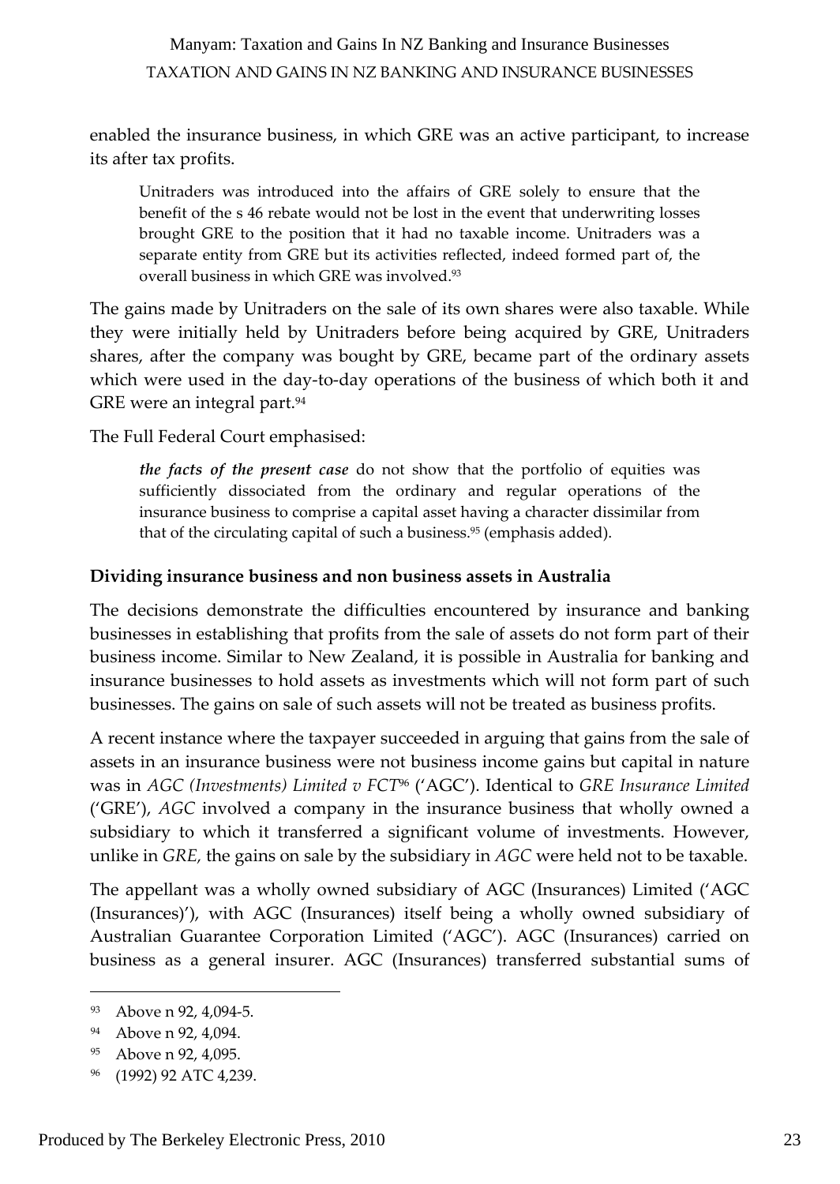enabled the insurance business, in which GRE was an active participant, to increase its after tax profits.

> Unitraders was introduced into the affairs of GRE solely to ensure that the benefit of the s 46 rebate would not be lost in the event that underwriting losses brought GRE to the position that it had no taxable income. Unitraders was a separate entity from GRE but its activities reflected, indeed formed part of, the overall business in which GRE was involved.[93]

The gains made by Unitraders on the sale of its own shares were also taxable. While they were initially held by Unitraders before being acquired by GRE, Unitraders shares, after the company was bought by GRE, became part of the ordinary assets which were used in the day-to-day operations of the business of which both it and GRE were an integral part.[94]

The Full Federal Court emphasised:

> ***the facts of the present case*** do not show that the portfolio of equities was sufficiently dissociated from the ordinary and regular operations of the insurance business to comprise a capital asset having a character dissimilar from that of the circulating capital of such a business.[95] (emphasis added).

**Dividing insurance business and non business assets in Australia**

The decisions demonstrate the difficulties encountered by insurance and banking businesses in establishing that profits from the sale of assets do not form part of their business income. Similar to New Zealand, it is possible in Australia for banking and insurance businesses to hold assets as investments which will not form part of such businesses. The gains on sale of such assets will not be treated as business profits.

A recent instance where the taxpayer succeeded in arguing that gains from the sale of assets in an insurance business were not business income gains but capital in nature was in *AGC (Investments) Limited v FCT*[96] ('AGC'). Identical to *GRE Insurance Limited* ('GRE'), *AGC* involved a company in the insurance business that wholly owned a subsidiary to which it transferred a significant volume of investments. However, unlike in *GRE*, the gains on sale by the subsidiary in *AGC* were held not to be taxable.

The appellant was a wholly owned subsidiary of AGC (Insurances) Limited ('AGC (Insurances)'), with AGC (Insurances) itself being a wholly owned subsidiary of Australian Guarantee Corporation Limited ('AGC'). AGC (Insurances) carried on business as a general insurer. AGC (Insurances) transferred substantial sums of

---

[93] Above n 92, 4,094-5.

[94] Above n 92, 4,094.

[95] Above n 92, 4,095.

[96] (1992) 92 ATC 4,239.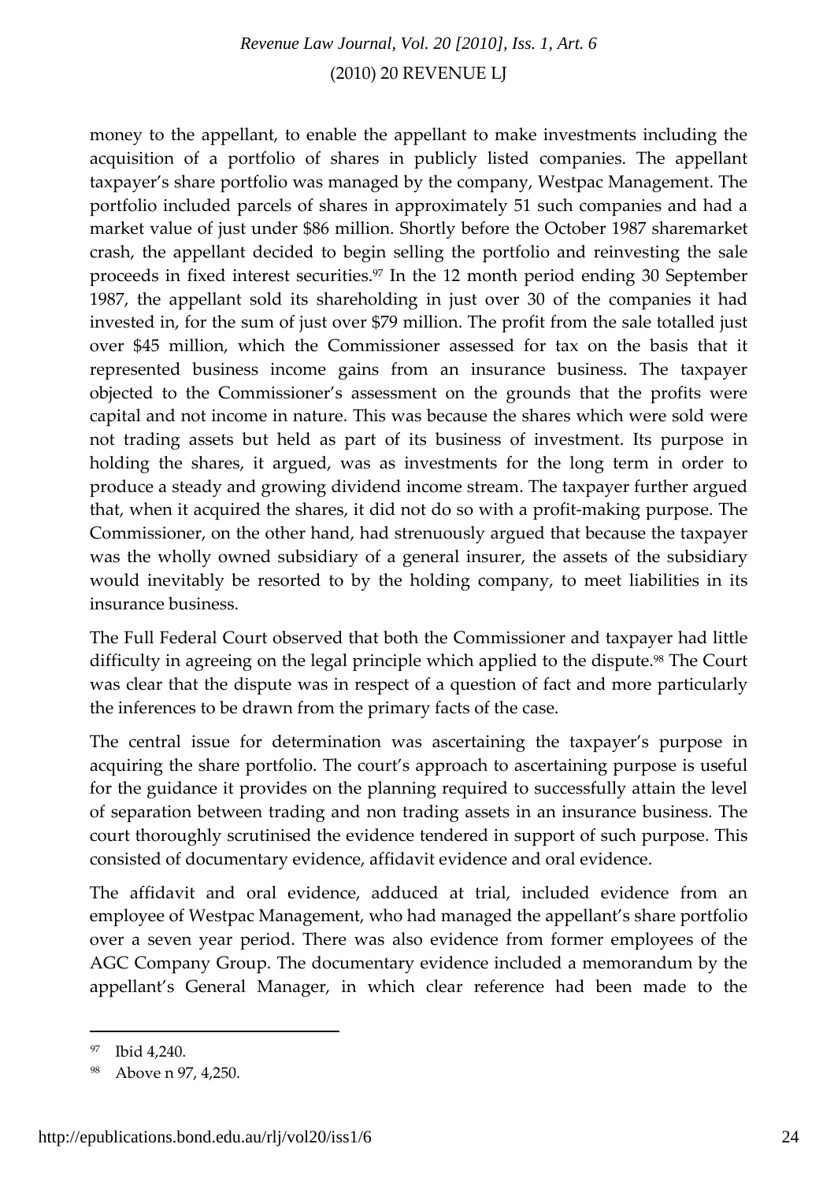money to the appellant, to enable the appellant to make investments including the acquisition of a portfolio of shares in publicly listed companies. The appellant taxpayer's share portfolio was managed by the company, Westpac Management. The portfolio included parcels of shares in approximately 51 such companies and had a market value of just under $86 million. Shortly before the October 1987 sharemarket crash, the appellant decided to begin selling the portfolio and reinvesting the sale proceeds in fixed interest securities.[97] In the 12 month period ending 30 September 1987, the appellant sold its shareholding in just over 30 of the companies it had invested in, for the sum of just over $79 million. The profit from the sale totalled just over $45 million, which the Commissioner assessed for tax on the basis that it represented business income gains from an insurance business. The taxpayer objected to the Commissioner's assessment on the grounds that the profits were capital and not income in nature. This was because the shares which were sold were not trading assets but held as part of its business of investment. Its purpose in holding the shares, it argued, was as investments for the long term in order to produce a steady and growing dividend income stream. The taxpayer further argued that, when it acquired the shares, it did not do so with a profit-making purpose. The Commissioner, on the other hand, had strenuously argued that because the taxpayer was the wholly owned subsidiary of a general insurer, the assets of the subsidiary would inevitably be resorted to by the holding company, to meet liabilities in its insurance business.

The Full Federal Court observed that both the Commissioner and taxpayer had little difficulty in agreeing on the legal principle which applied to the dispute.[98] The Court was clear that the dispute was in respect of a question of fact and more particularly the inferences to be drawn from the primary facts of the case.

The central issue for determination was ascertaining the taxpayer's purpose in acquiring the share portfolio. The court's approach to ascertaining purpose is useful for the guidance it provides on the planning required to successfully attain the level of separation between trading and non trading assets in an insurance business. The court thoroughly scrutinised the evidence tendered in support of such purpose. This consisted of documentary evidence, affidavit evidence and oral evidence.

The affidavit and oral evidence, adduced at trial, included evidence from an employee of Westpac Management, who had managed the appellant's share portfolio over a seven year period. There was also evidence from former employees of the AGC Company Group. The documentary evidence included a memorandum by the appellant's General Manager, in which clear reference had been made to the

---

[97] Ibid 4,240.

[98] Above n 97, 4,250.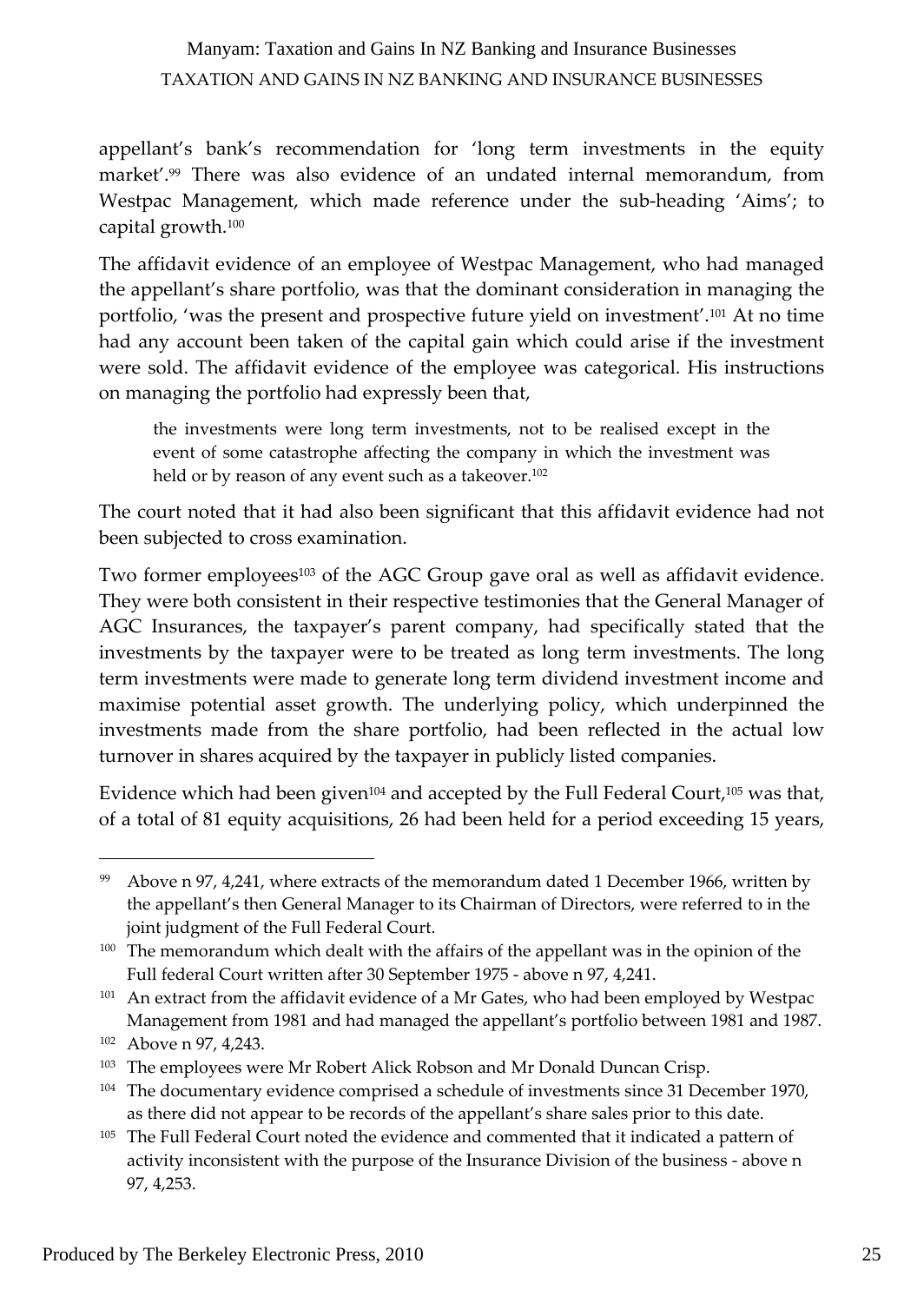appellant's bank's recommendation for 'long term investments in the equity market'.[99] There was also evidence of an undated internal memorandum, from Westpac Management, which made reference under the sub-heading 'Aims'; to capital growth.[100]

The affidavit evidence of an employee of Westpac Management, who had managed the appellant's share portfolio, was that the dominant consideration in managing the portfolio, 'was the present and prospective future yield on investment'.[101] At no time had any account been taken of the capital gain which could arise if the investment were sold. The affidavit evidence of the employee was categorical. His instructions on managing the portfolio had expressly been that,

> the investments were long term investments, not to be realised except in the event of some catastrophe affecting the company in which the investment was held or by reason of any event such as a takeover.[102]

The court noted that it had also been significant that this affidavit evidence had not been subjected to cross examination.

Two former employees[103] of the AGC Group gave oral as well as affidavit evidence. They were both consistent in their respective testimonies that the General Manager of AGC Insurances, the taxpayer's parent company, had specifically stated that the investments by the taxpayer were to be treated as long term investments. The long term investments were made to generate long term dividend investment income and maximise potential asset growth. The underlying policy, which underpinned the investments made from the share portfolio, had been reflected in the actual low turnover in shares acquired by the taxpayer in publicly listed companies.

Evidence which had been given[104] and accepted by the Full Federal Court,[105] was that, of a total of 81 equity acquisitions, 26 had been held for a period exceeding 15 years,

---

[99] Above n 97, 4,241, where extracts of the memorandum dated 1 December 1966, written by the appellant's then General Manager to its Chairman of Directors, were referred to in the joint judgment of the Full Federal Court.

[100] The memorandum which dealt with the affairs of the appellant was in the opinion of the Full federal Court written after 30 September 1975 - above n 97, 4,241.

[101] An extract from the affidavit evidence of a Mr Gates, who had been employed by Westpac Management from 1981 and had managed the appellant's portfolio between 1981 and 1987.

[102] Above n 97, 4,243.

[103] The employees were Mr Robert Alick Robson and Mr Donald Duncan Crisp.

[104] The documentary evidence comprised a schedule of investments since 31 December 1970, as there did not appear to be records of the appellant's share sales prior to this date.

[105] The Full Federal Court noted the evidence and commented that it indicated a pattern of activity inconsistent with the purpose of the Insurance Division of the business - above n 97, 4,253.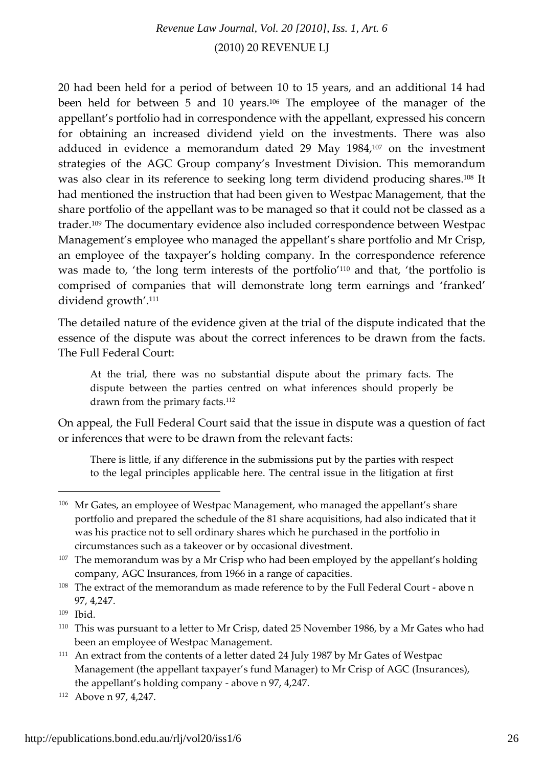20 had been held for a period of between 10 to 15 years, and an additional 14 had been held for between 5 and 10 years.[106] The employee of the manager of the appellant's portfolio had in correspondence with the appellant, expressed his concern for obtaining an increased dividend yield on the investments. There was also adduced in evidence a memorandum dated 29 May 1984,[107] on the investment strategies of the AGC Group company's Investment Division. This memorandum was also clear in its reference to seeking long term dividend producing shares.[108] It had mentioned the instruction that had been given to Westpac Management, that the share portfolio of the appellant was to be managed so that it could not be classed as a trader.[109] The documentary evidence also included correspondence between Westpac Management's employee who managed the appellant's share portfolio and Mr Crisp, an employee of the taxpayer's holding company. In the correspondence reference was made to, 'the long term interests of the portfolio'[110] and that, 'the portfolio is comprised of companies that will demonstrate long term earnings and 'franked' dividend growth'.[111]

The detailed nature of the evidence given at the trial of the dispute indicated that the essence of the dispute was about the correct inferences to be drawn from the facts. The Full Federal Court:

> At the trial, there was no substantial dispute about the primary facts. The dispute between the parties centred on what inferences should properly be drawn from the primary facts.[112]

On appeal, the Full Federal Court said that the issue in dispute was a question of fact or inferences that were to be drawn from the relevant facts:

> There is little, if any difference in the submissions put by the parties with respect to the legal principles applicable here. The central issue in the litigation at first

---

[106] Mr Gates, an employee of Westpac Management, who managed the appellant's share portfolio and prepared the schedule of the 81 share acquisitions, had also indicated that it was his practice not to sell ordinary shares which he purchased in the portfolio in circumstances such as a takeover or by occasional divestment.

[107] The memorandum was by a Mr Crisp who had been employed by the appellant's holding company, AGC Insurances, from 1966 in a range of capacities.

[108] The extract of the memorandum as made reference to by the Full Federal Court - above n 97, 4,247.

[109] Ibid.

[110] This was pursuant to a letter to Mr Crisp, dated 25 November 1986, by a Mr Gates who had been an employee of Westpac Management.

[111] An extract from the contents of a letter dated 24 July 1987 by Mr Gates of Westpac Management (the appellant taxpayer's fund Manager) to Mr Crisp of AGC (Insurances), the appellant's holding company - above n 97, 4,247.

[112] Above n 97, 4,247.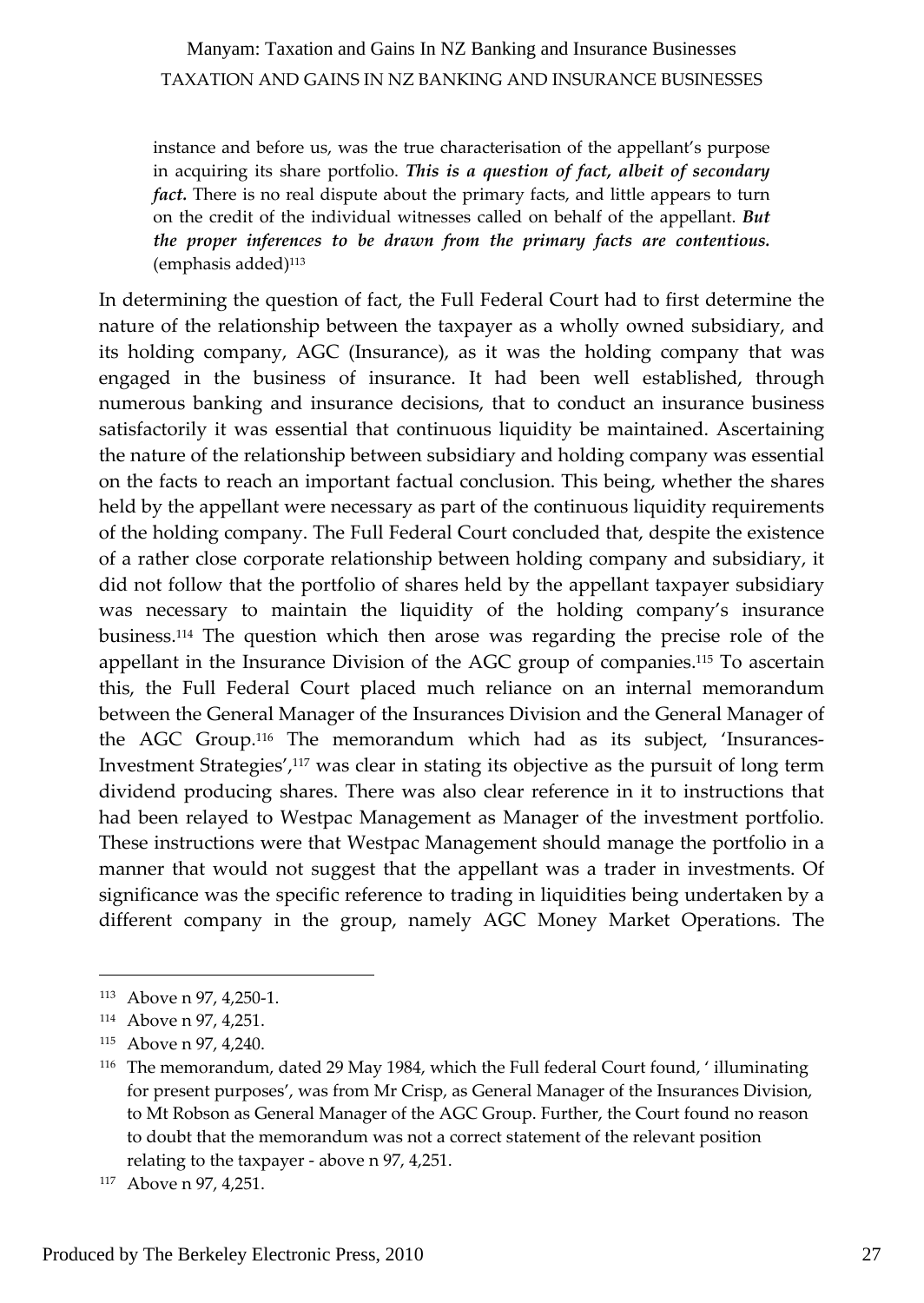> instance and before us, was the true characterisation of the appellant's purpose in acquiring its share portfolio. ***This is a question of fact, albeit of secondary fact.*** There is no real dispute about the primary facts, and little appears to turn on the credit of the individual witnesses called on behalf of the appellant. ***But the proper inferences to be drawn from the primary facts are contentious.*** (emphasis added)[113]

In determining the question of fact, the Full Federal Court had to first determine the nature of the relationship between the taxpayer as a wholly owned subsidiary, and its holding company, AGC (Insurance), as it was the holding company that was engaged in the business of insurance. It had been well established, through numerous banking and insurance decisions, that to conduct an insurance business satisfactorily it was essential that continuous liquidity be maintained. Ascertaining the nature of the relationship between subsidiary and holding company was essential on the facts to reach an important factual conclusion. This being, whether the shares held by the appellant were necessary as part of the continuous liquidity requirements of the holding company. The Full Federal Court concluded that, despite the existence of a rather close corporate relationship between holding company and subsidiary, it did not follow that the portfolio of shares held by the appellant taxpayer subsidiary was necessary to maintain the liquidity of the holding company's insurance business.[114] The question which then arose was regarding the precise role of the appellant in the Insurance Division of the AGC group of companies.[115] To ascertain this, the Full Federal Court placed much reliance on an internal memorandum between the General Manager of the Insurances Division and the General Manager of the AGC Group.[116] The memorandum which had as its subject, 'Insurances-Investment Strategies',[117] was clear in stating its objective as the pursuit of long term dividend producing shares. There was also clear reference in it to instructions that had been relayed to Westpac Management as Manager of the investment portfolio. These instructions were that Westpac Management should manage the portfolio in a manner that would not suggest that the appellant was a trader in investments. Of significance was the specific reference to trading in liquidities being undertaken by a different company in the group, namely AGC Money Market Operations. The

---

[113] Above n 97, 4,250-1.

[114] Above n 97, 4,251.

[115] Above n 97, 4,240.

[116] The memorandum, dated 29 May 1984, which the Full federal Court found, ' illuminating for present purposes', was from Mr Crisp, as General Manager of the Insurances Division, to Mt Robson as General Manager of the AGC Group. Further, the Court found no reason to doubt that the memorandum was not a correct statement of the relevant position relating to the taxpayer - above n 97, 4,251.

[117] Above n 97, 4,251.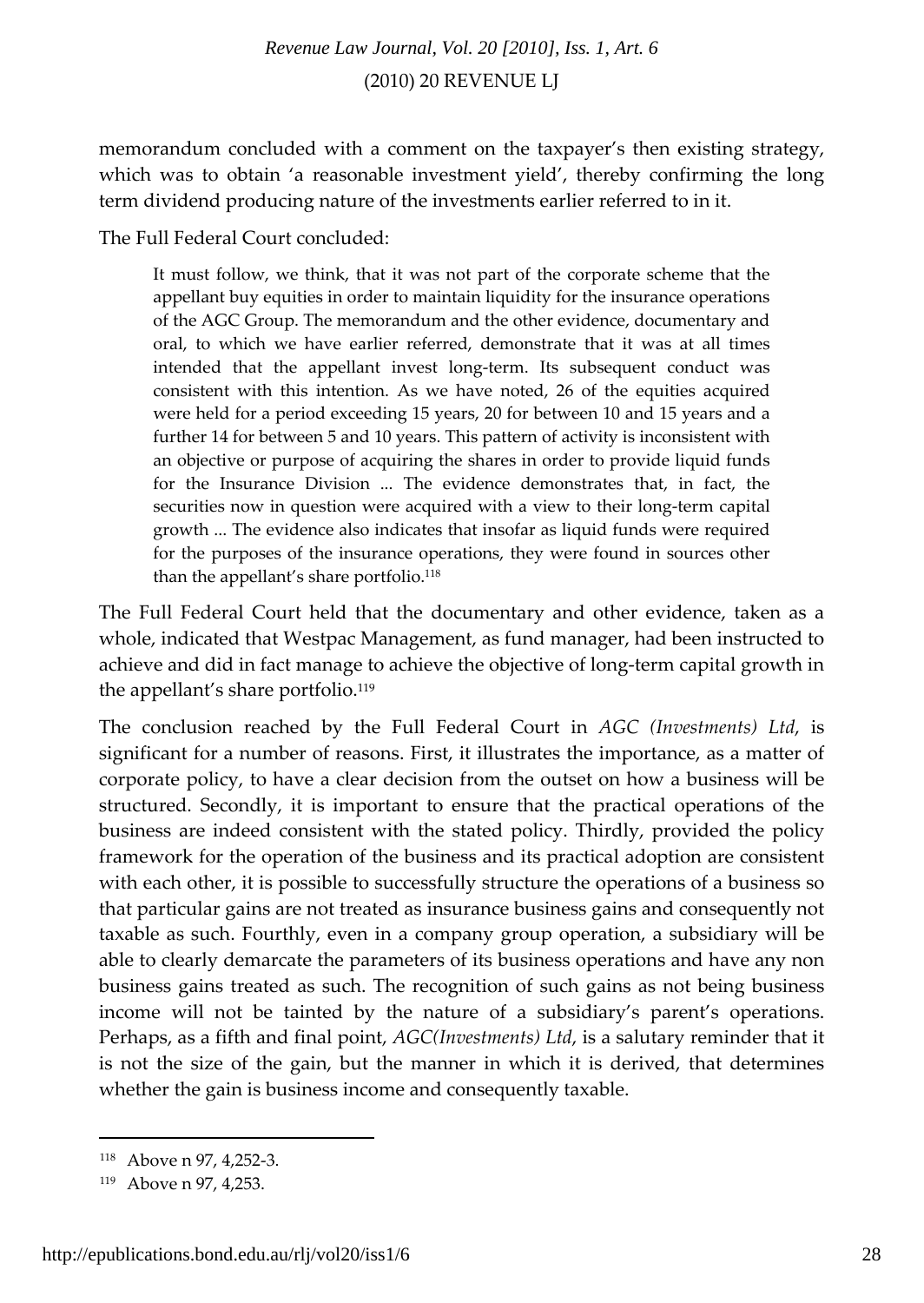memorandum concluded with a comment on the taxpayer's then existing strategy, which was to obtain 'a reasonable investment yield', thereby confirming the long term dividend producing nature of the investments earlier referred to in it.

The Full Federal Court concluded:

> It must follow, we think, that it was not part of the corporate scheme that the appellant buy equities in order to maintain liquidity for the insurance operations of the AGC Group. The memorandum and the other evidence, documentary and oral, to which we have earlier referred, demonstrate that it was at all times intended that the appellant invest long-term. Its subsequent conduct was consistent with this intention. As we have noted, 26 of the equities acquired were held for a period exceeding 15 years, 20 for between 10 and 15 years and a further 14 for between 5 and 10 years. This pattern of activity is inconsistent with an objective or purpose of acquiring the shares in order to provide liquid funds for the Insurance Division ... The evidence demonstrates that, in fact, the securities now in question were acquired with a view to their long-term capital growth ... The evidence also indicates that insofar as liquid funds were required for the purposes of the insurance operations, they were found in sources other than the appellant's share portfolio.[118]

The Full Federal Court held that the documentary and other evidence, taken as a whole, indicated that Westpac Management, as fund manager, had been instructed to achieve and did in fact manage to achieve the objective of long-term capital growth in the appellant's share portfolio.[119]

The conclusion reached by the Full Federal Court in *AGC (Investments) Ltd*, is significant for a number of reasons. First, it illustrates the importance, as a matter of corporate policy, to have a clear decision from the outset on how a business will be structured. Secondly, it is important to ensure that the practical operations of the business are indeed consistent with the stated policy. Thirdly, provided the policy framework for the operation of the business and its practical adoption are consistent with each other, it is possible to successfully structure the operations of a business so that particular gains are not treated as insurance business gains and consequently not taxable as such. Fourthly, even in a company group operation, a subsidiary will be able to clearly demarcate the parameters of its business operations and have any non business gains treated as such. The recognition of such gains as not being business income will not be tainted by the nature of a subsidiary's parent's operations. Perhaps, as a fifth and final point, *AGC(Investments) Ltd*, is a salutary reminder that it is not the size of the gain, but the manner in which it is derived, that determines whether the gain is business income and consequently taxable.

---

[118] Above n 97, 4,252-3.

[119] Above n 97, 4,253.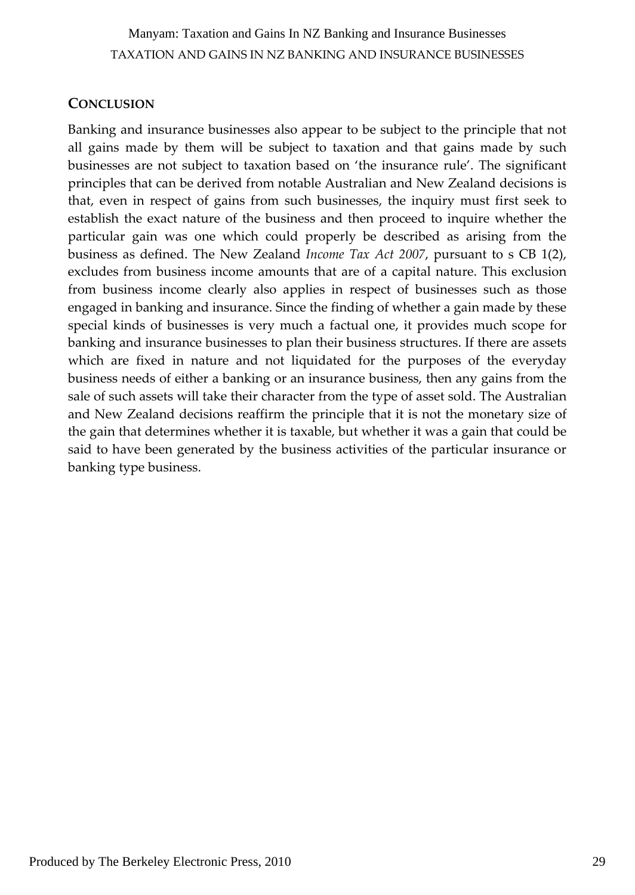## CONCLUSION

Banking and insurance businesses also appear to be subject to the principle that not all gains made by them will be subject to taxation and that gains made by such businesses are not subject to taxation based on 'the insurance rule'. The significant principles that can be derived from notable Australian and New Zealand decisions is that, even in respect of gains from such businesses, the inquiry must first seek to establish the exact nature of the business and then proceed to inquire whether the particular gain was one which could properly be described as arising from the business as defined. The New Zealand *Income Tax Act 2007*, pursuant to s CB 1(2), excludes from business income amounts that are of a capital nature. This exclusion from business income clearly also applies in respect of businesses such as those engaged in banking and insurance. Since the finding of whether a gain made by these special kinds of businesses is very much a factual one, it provides much scope for banking and insurance businesses to plan their business structures. If there are assets which are fixed in nature and not liquidated for the purposes of the everyday business needs of either a banking or an insurance business, then any gains from the sale of such assets will take their character from the type of asset sold. The Australian and New Zealand decisions reaffirm the principle that it is not the monetary size of the gain that determines whether it is taxable, but whether it was a gain that could be said to have been generated by the business activities of the particular insurance or banking type business.